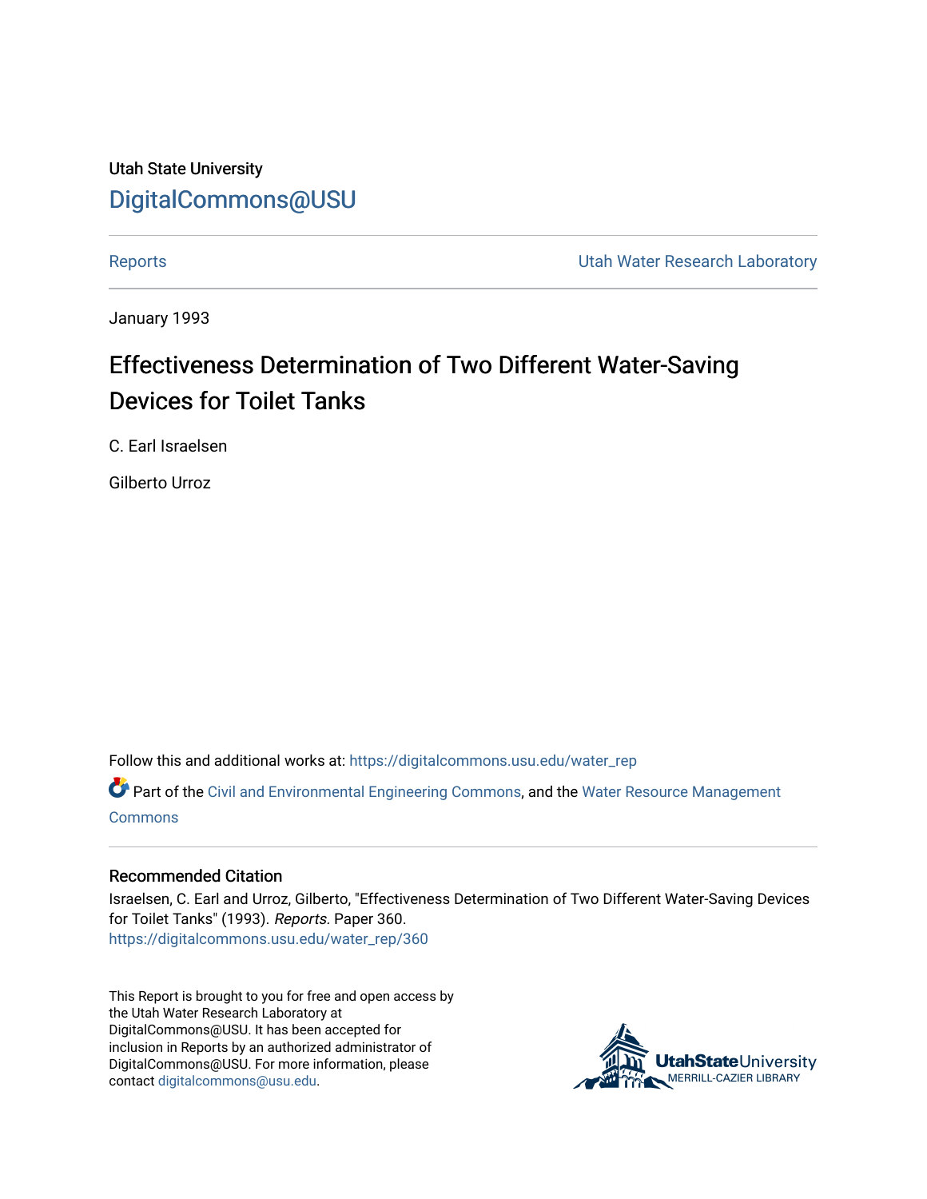Utah State University

DigitalCommons@USU

Reports | Utah Water Research Laboratory

January 1993

# Effectiveness Determination of Two Different Water-Saving Devices for Toilet Tanks

C. Earl Israelsen

Gilberto Urroz

Follow this and additional works at: https://digitalcommons.usu.edu/water_rep

Part of the Civil and Environmental Engineering Commons, and the Water Resource Management Commons

## Recommended Citation

Israelsen, C. Earl and Urroz, Gilberto, "Effectiveness Determination of Two Different Water-Saving Devices for Toilet Tanks" (1993). *Reports*. Paper 360.
https://digitalcommons.usu.edu/water_rep/360

This Report is brought to you for free and open access by the Utah Water Research Laboratory at DigitalCommons@USU. It has been accepted for inclusion in Reports by an authorized administrator of DigitalCommons@USU. For more information, please contact digitalcommons@usu.edu.

UtahStateUniversity MERRILL-CAZIER LIBRARY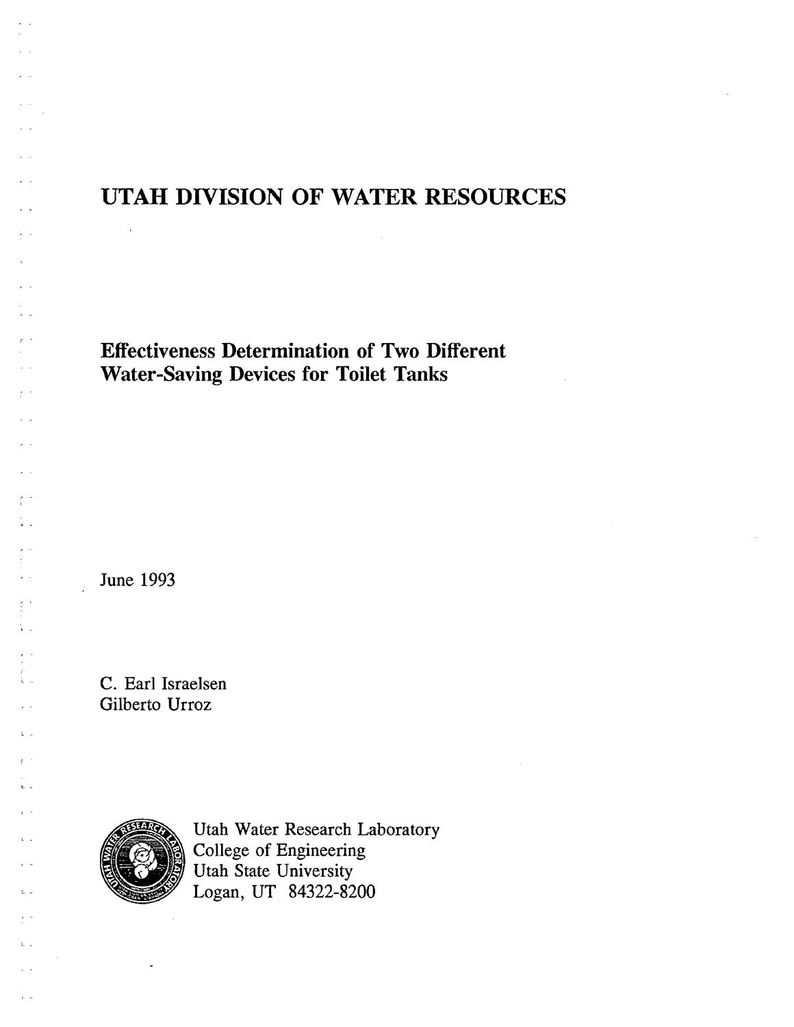# UTAH DIVISION OF WATER RESOURCES

## Effectiveness Determination of Two Different Water-Saving Devices for Toilet Tanks

June 1993

C. Earl Israelsen
Gilberto Urroz

Utah Water Research Laboratory
College of Engineering
Utah State University
Logan, UT 84322-8200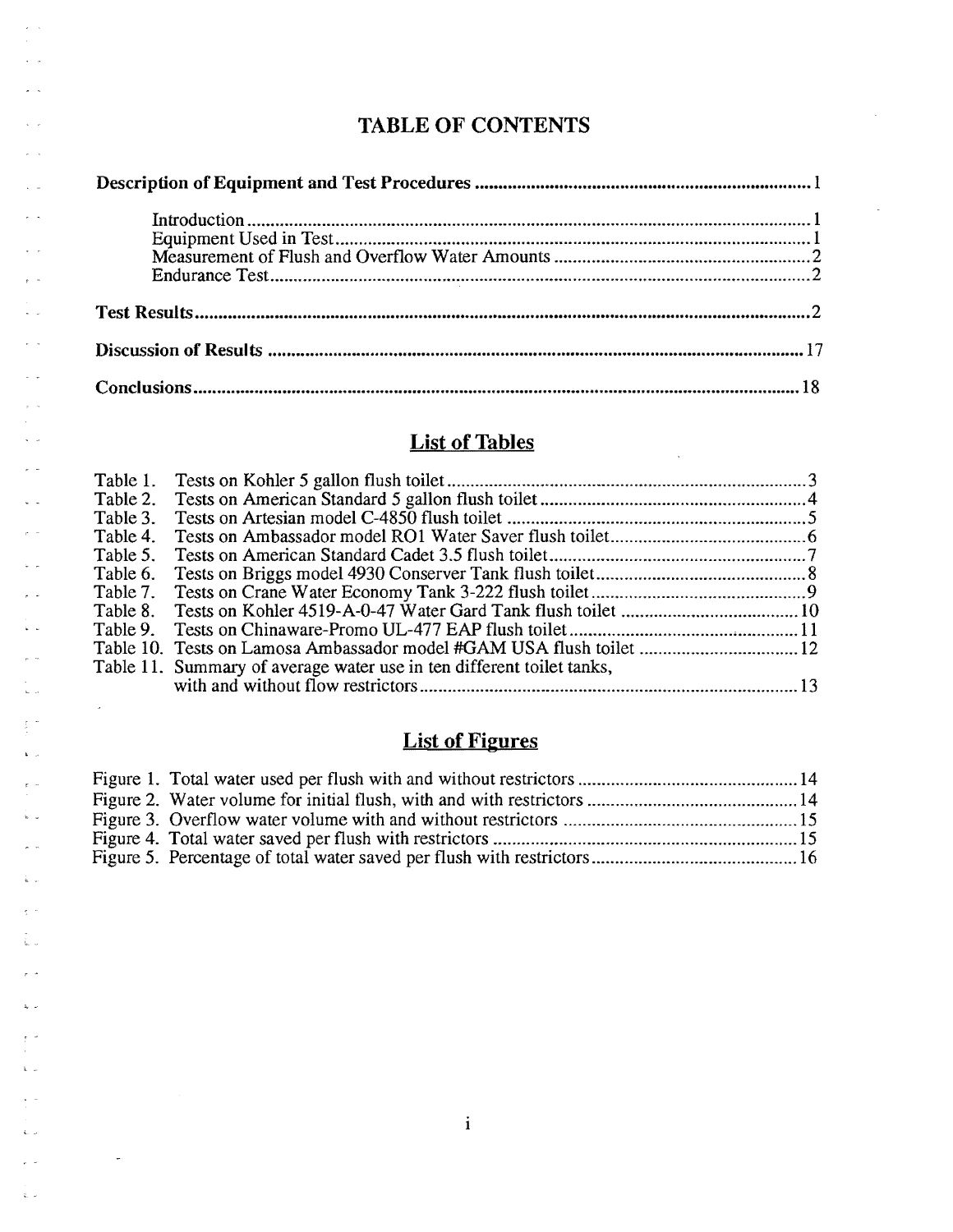# TABLE OF CONTENTS

**Description of Equipment and Test Procedures** .......... 1

- Introduction .......... 1
- Equipment Used in Test .......... 1
- Measurement of Flush and Overflow Water Amounts .......... 2
- Endurance Test .......... 2

**Test Results** .......... 2

**Discussion of Results** .......... 17

**Conclusions** .......... 18

## List of Tables

- Table 1. Tests on Kohler 5 gallon flush toilet .......... 3
- Table 2. Tests on American Standard 5 gallon flush toilet .......... 4
- Table 3. Tests on Artesian model C-4850 flush toilet .......... 5
- Table 4. Tests on Ambassador model RO1 Water Saver flush toilet .......... 6
- Table 5. Tests on American Standard Cadet 3.5 flush toilet .......... 7
- Table 6. Tests on Briggs model 4930 Conserver Tank flush toilet .......... 8
- Table 7. Tests on Crane Water Economy Tank 3-222 flush toilet .......... 9
- Table 8. Tests on Kohler 4519-A-0-47 Water Gard Tank flush toilet .......... 10
- Table 9. Tests on Chinaware-Promo UL-477 EAP flush toilet .......... 11
- Table 10. Tests on Lamosa Ambassador model #GAM USA flush toilet .......... 12
- Table 11. Summary of average water use in ten different toilet tanks, with and without flow restrictors .......... 13

## List of Figures

- Figure 1. Total water used per flush with and without restrictors .......... 14
- Figure 2. Water volume for initial flush, with and with restrictors .......... 14
- Figure 3. Overflow water volume with and without restrictors .......... 15
- Figure 4. Total water saved per flush with restrictors .......... 15
- Figure 5. Percentage of total water saved per flush with restrictors .......... 16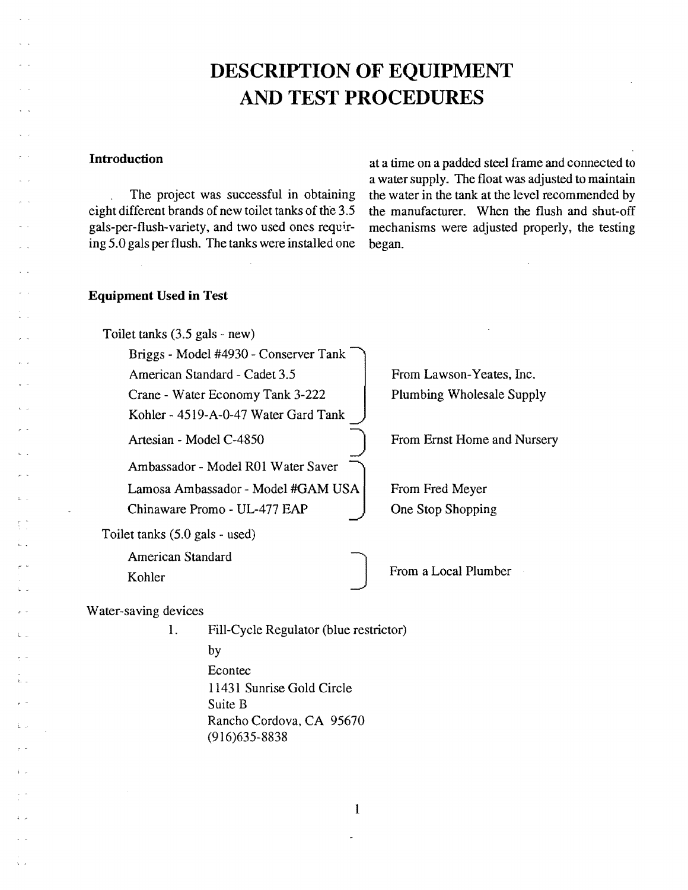# DESCRIPTION OF EQUIPMENT AND TEST PROCEDURES

### Introduction

The project was successful in obtaining eight different brands of new toilet tanks of the 3.5 gals-per-flush-variety, and two used ones requiring 5.0 gals per flush. The tanks were installed one at a time on a padded steel frame and connected to a water supply. The float was adjusted to maintain the water in the tank at the level recommended by the manufacturer. When the flush and shut-off mechanisms were adjusted properly, the testing began.

### Equipment Used in Test

Toilet tanks (3.5 gals - new)

| Tank | Source |
|---|---|
| Briggs - Model #4930 - Conserver Tank | From Lawson-Yeates, Inc. Plumbing Wholesale Supply |
| American Standard - Cadet 3.5 | |
| Crane - Water Economy Tank 3-222 | |
| Kohler - 4519-A-0-47 Water Gard Tank | |
| Artesian - Model C-4850 | From Ernst Home and Nursery |
| Ambassador - Model R01 Water Saver | From Fred Meyer One Stop Shopping |
| Lamosa Ambassador - Model #GAM USA | |
| Chinaware Promo - UL-477 EAP | |

Toilet tanks (5.0 gals - used)

| Tank | Source |
|---|---|
| American Standard | From a Local Plumber |
| Kohler | |

Water-saving devices

1. Fill-Cycle Regulator (blue restrictor)
   
   by
   
   Econtec
   11431 Sunrise Gold Circle
   Suite B
   Rancho Cordova, CA 95670
   (916)635-8838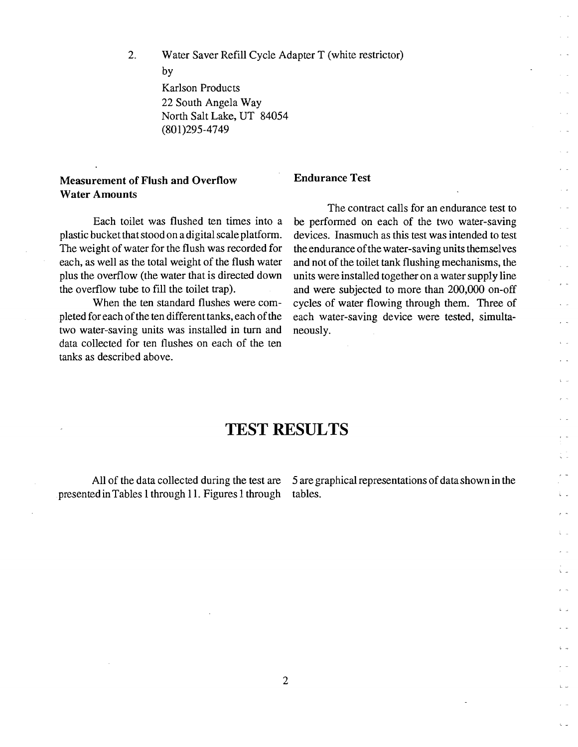2. Water Saver Refill Cycle Adapter T (white restrictor)

   by

   Karlson Products
   22 South Angela Way
   North Salt Lake, UT 84054
   (801)295-4749

### Measurement of Flush and Overflow Water Amounts

Each toilet was flushed ten times into a plastic bucket that stood on a digital scale platform. The weight of water for the flush was recorded for each, as well as the total weight of the flush water plus the overflow (the water that is directed down the overflow tube to fill the toilet trap).

When the ten standard flushes were completed for each of the ten different tanks, each of the two water-saving units was installed in turn and data collected for ten flushes on each of the ten tanks as described above.

### Endurance Test

The contract calls for an endurance test to be performed on each of the two water-saving devices. Inasmuch as this test was intended to test the endurance of the water-saving units themselves and not of the toilet tank flushing mechanisms, the units were installed together on a water supply line and were subjected to more than 200,000 on-off cycles of water flowing through them. Three of each water-saving device were tested, simultaneously.

# TEST RESULTS

All of the data collected during the test are presented in Tables 1 through 11. Figures 1 through 5 are graphical representations of data shown in the tables.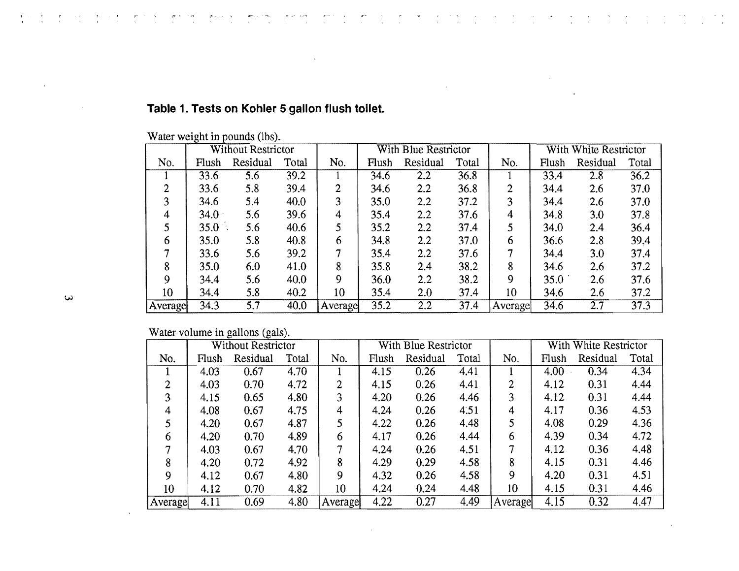**Table 1. Tests on Kohler 5 gallon flush toilet.**

Water weight in pounds (lbs).

| | Without Restrictor | | | | With Blue Restrictor | | | | With White Restrictor | | |
|---|---|---|---|---|---|---|---|---|---|---|---|
| No. | Flush | Residual | Total | No. | Flush | Residual | Total | No. | Flush | Residual | Total |
| 1 | 33.6 | 5.6 | 39.2 | 1 | 34.6 | 2.2 | 36.8 | 1 | 33.4 | 2.8 | 36.2 |
| 2 | 33.6 | 5.8 | 39.4 | 2 | 34.6 | 2.2 | 36.8 | 2 | 34.4 | 2.6 | 37.0 |
| 3 | 34.6 | 5.4 | 40.0 | 3 | 35.0 | 2.2 | 37.2 | 3 | 34.4 | 2.6 | 37.0 |
| 4 | 34.0 | 5.6 | 39.6 | 4 | 35.4 | 2.2 | 37.6 | 4 | 34.8 | 3.0 | 37.8 |
| 5 | 35.0 | 5.6 | 40.6 | 5 | 35.2 | 2.2 | 37.4 | 5 | 34.0 | 2.4 | 36.4 |
| 6 | 35.0 | 5.8 | 40.8 | 6 | 34.8 | 2.2 | 37.0 | 6 | 36.6 | 2.8 | 39.4 |
| 7 | 33.6 | 5.6 | 39.2 | 7 | 35.4 | 2.2 | 37.6 | 7 | 34.4 | 3.0 | 37.4 |
| 8 | 35.0 | 6.0 | 41.0 | 8 | 35.8 | 2.4 | 38.2 | 8 | 34.6 | 2.6 | 37.2 |
| 9 | 34.4 | 5.6 | 40.0 | 9 | 36.0 | 2.2 | 38.2 | 9 | 35.0 | 2.6 | 37.6 |
| 10 | 34.4 | 5.8 | 40.2 | 10 | 35.4 | 2.0 | 37.4 | 10 | 34.6 | 2.6 | 37.2 |
| Average | 34.3 | 5.7 | 40.0 | Average | 35.2 | 2.2 | 37.4 | Average | 34.6 | 2.7 | 37.3 |

Water volume in gallons (gals).

| | Without Restrictor | | | | With Blue Restrictor | | | | With White Restrictor | | |
|---|---|---|---|---|---|---|---|---|---|---|---|
| No. | Flush | Residual | Total | No. | Flush | Residual | Total | No. | Flush | Residual | Total |
| 1 | 4.03 | 0.67 | 4.70 | 1 | 4.15 | 0.26 | 4.41 | 1 | 4.00 | 0.34 | 4.34 |
| 2 | 4.03 | 0.70 | 4.72 | 2 | 4.15 | 0.26 | 4.41 | 2 | 4.12 | 0.31 | 4.44 |
| 3 | 4.15 | 0.65 | 4.80 | 3 | 4.20 | 0.26 | 4.46 | 3 | 4.12 | 0.31 | 4.44 |
| 4 | 4.08 | 0.67 | 4.75 | 4 | 4.24 | 0.26 | 4.51 | 4 | 4.17 | 0.36 | 4.53 |
| 5 | 4.20 | 0.67 | 4.87 | 5 | 4.22 | 0.26 | 4.48 | 5 | 4.08 | 0.29 | 4.36 |
| 6 | 4.20 | 0.70 | 4.89 | 6 | 4.17 | 0.26 | 4.44 | 6 | 4.39 | 0.34 | 4.72 |
| 7 | 4.03 | 0.67 | 4.70 | 7 | 4.24 | 0.26 | 4.51 | 7 | 4.12 | 0.36 | 4.48 |
| 8 | 4.20 | 0.72 | 4.92 | 8 | 4.29 | 0.29 | 4.58 | 8 | 4.15 | 0.31 | 4.46 |
| 9 | 4.12 | 0.67 | 4.80 | 9 | 4.32 | 0.26 | 4.58 | 9 | 4.20 | 0.31 | 4.51 |
| 10 | 4.12 | 0.70 | 4.82 | 10 | 4.24 | 0.24 | 4.48 | 10 | 4.15 | 0.31 | 4.46 |
| Average | 4.11 | 0.69 | 4.80 | Average | 4.22 | 0.27 | 4.49 | Average | 4.15 | 0.32 | 4.47 |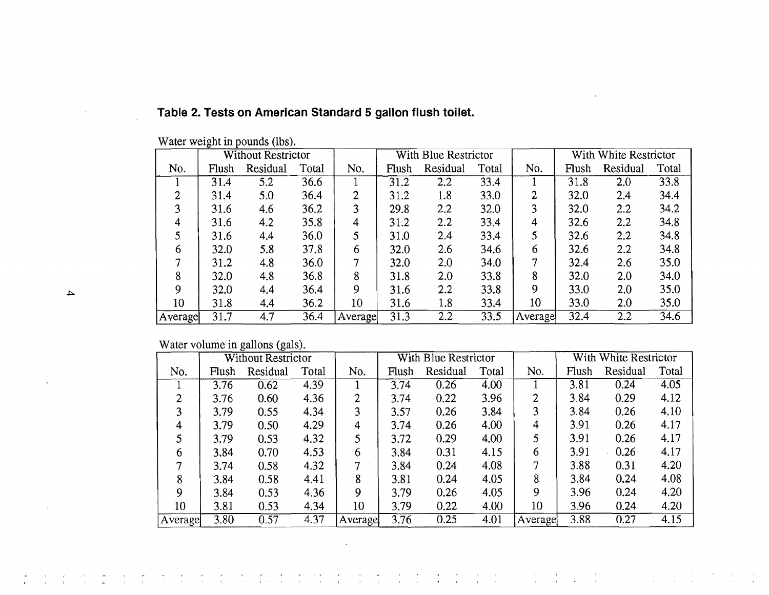**Table 2. Tests on American Standard 5 gallon flush toilet.**

Water weight in pounds (lbs).

| | Without Restrictor | | | | With Blue Restrictor | | | | With White Restrictor | | |
|---|---|---|---|---|---|---|---|---|---|---|---|
| No. | Flush | Residual | Total | No. | Flush | Residual | Total | No. | Flush | Residual | Total |
| 1 | 31.4 | 5.2 | 36.6 | 1 | 31.2 | 2.2 | 33.4 | 1 | 31.8 | 2.0 | 33.8 |
| 2 | 31.4 | 5.0 | 36.4 | 2 | 31.2 | 1.8 | 33.0 | 2 | 32.0 | 2.4 | 34.4 |
| 3 | 31.6 | 4.6 | 36.2 | 3 | 29.8 | 2.2 | 32.0 | 3 | 32.0 | 2.2 | 34.2 |
| 4 | 31.6 | 4.2 | 35.8 | 4 | 31.2 | 2.2 | 33.4 | 4 | 32.6 | 2.2 | 34.8 |
| 5 | 31.6 | 4.4 | 36.0 | 5 | 31.0 | 2.4 | 33.4 | 5 | 32.6 | 2.2 | 34.8 |
| 6 | 32.0 | 5.8 | 37.8 | 6 | 32.0 | 2.6 | 34.6 | 6 | 32.6 | 2.2 | 34.8 |
| 7 | 31.2 | 4.8 | 36.0 | 7 | 32.0 | 2.0 | 34.0 | 7 | 32.4 | 2.6 | 35.0 |
| 8 | 32.0 | 4.8 | 36.8 | 8 | 31.8 | 2.0 | 33.8 | 8 | 32.0 | 2.0 | 34.0 |
| 9 | 32.0 | 4.4 | 36.4 | 9 | 31.6 | 2.2 | 33.8 | 9 | 33.0 | 2.0 | 35.0 |
| 10 | 31.8 | 4.4 | 36.2 | 10 | 31.6 | 1.8 | 33.4 | 10 | 33.0 | 2.0 | 35.0 |
| Average | 31.7 | 4.7 | 36.4 | Average | 31.3 | 2.2 | 33.5 | Average | 32.4 | 2.2 | 34.6 |

Water volume in gallons (gals).

| | Without Restrictor | | | | With Blue Restrictor | | | | With White Restrictor | | |
|---|---|---|---|---|---|---|---|---|---|---|---|
| No. | Flush | Residual | Total | No. | Flush | Residual | Total | No. | Flush | Residual | Total |
| 1 | 3.76 | 0.62 | 4.39 | 1 | 3.74 | 0.26 | 4.00 | 1 | 3.81 | 0.24 | 4.05 |
| 2 | 3.76 | 0.60 | 4.36 | 2 | 3.74 | 0.22 | 3.96 | 2 | 3.84 | 0.29 | 4.12 |
| 3 | 3.79 | 0.55 | 4.34 | 3 | 3.57 | 0.26 | 3.84 | 3 | 3.84 | 0.26 | 4.10 |
| 4 | 3.79 | 0.50 | 4.29 | 4 | 3.74 | 0.26 | 4.00 | 4 | 3.91 | 0.26 | 4.17 |
| 5 | 3.79 | 0.53 | 4.32 | 5 | 3.72 | 0.29 | 4.00 | 5 | 3.91 | 0.26 | 4.17 |
| 6 | 3.84 | 0.70 | 4.53 | 6 | 3.84 | 0.31 | 4.15 | 6 | 3.91 | 0.26 | 4.17 |
| 7 | 3.74 | 0.58 | 4.32 | 7 | 3.84 | 0.24 | 4.08 | 7 | 3.88 | 0.31 | 4.20 |
| 8 | 3.84 | 0.58 | 4.41 | 8 | 3.81 | 0.24 | 4.05 | 8 | 3.84 | 0.24 | 4.08 |
| 9 | 3.84 | 0.53 | 4.36 | 9 | 3.79 | 0.26 | 4.05 | 9 | 3.96 | 0.24 | 4.20 |
| 10 | 3.81 | 0.53 | 4.34 | 10 | 3.79 | 0.22 | 4.00 | 10 | 3.96 | 0.24 | 4.20 |
| Average | 3.80 | 0.57 | 4.37 | Average | 3.76 | 0.25 | 4.01 | Average | 3.88 | 0.27 | 4.15 |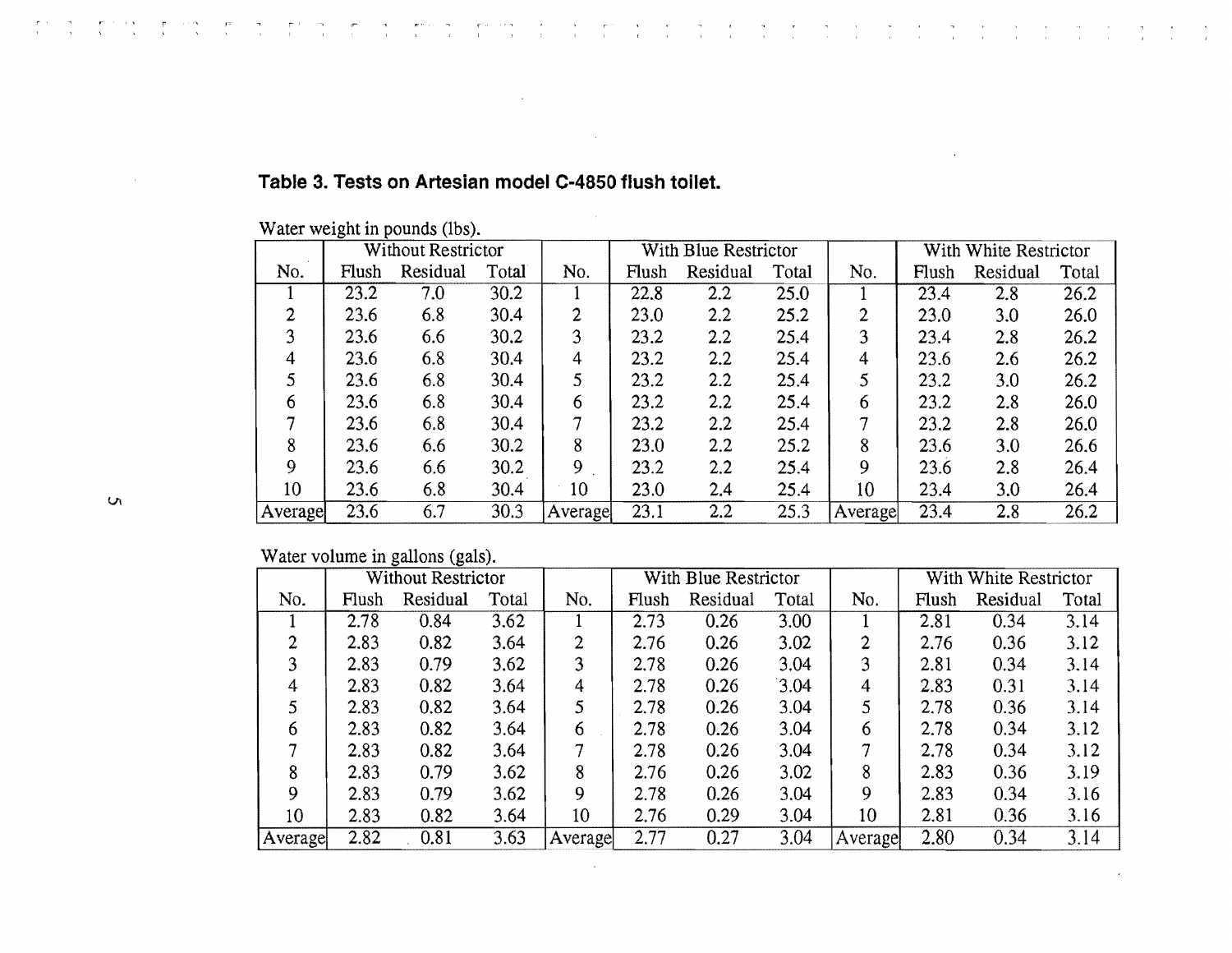**Table 3. Tests on Artesian model C-4850 flush toilet.**

Water weight in pounds (lbs).

| | Without Restrictor | | | | With Blue Restrictor | | | | With White Restrictor | | |
|---|---|---|---|---|---|---|---|---|---|---|---|
| No. | Flush | Residual | Total | No. | Flush | Residual | Total | No. | Flush | Residual | Total |
| 1 | 23.2 | 7.0 | 30.2 | 1 | 22.8 | 2.2 | 25.0 | 1 | 23.4 | 2.8 | 26.2 |
| 2 | 23.6 | 6.8 | 30.4 | 2 | 23.0 | 2.2 | 25.2 | 2 | 23.0 | 3.0 | 26.0 |
| 3 | 23.6 | 6.6 | 30.2 | 3 | 23.2 | 2.2 | 25.4 | 3 | 23.4 | 2.8 | 26.2 |
| 4 | 23.6 | 6.8 | 30.4 | 4 | 23.2 | 2.2 | 25.4 | 4 | 23.6 | 2.6 | 26.2 |
| 5 | 23.6 | 6.8 | 30.4 | 5 | 23.2 | 2.2 | 25.4 | 5 | 23.2 | 3.0 | 26.2 |
| 6 | 23.6 | 6.8 | 30.4 | 6 | 23.2 | 2.2 | 25.4 | 6 | 23.2 | 2.8 | 26.0 |
| 7 | 23.6 | 6.8 | 30.4 | 7 | 23.2 | 2.2 | 25.4 | 7 | 23.2 | 2.8 | 26.0 |
| 8 | 23.6 | 6.6 | 30.2 | 8 | 23.0 | 2.2 | 25.2 | 8 | 23.6 | 3.0 | 26.6 |
| 9 | 23.6 | 6.6 | 30.2 | 9 | 23.2 | 2.2 | 25.4 | 9 | 23.6 | 2.8 | 26.4 |
| 10 | 23.6 | 6.8 | 30.4 | 10 | 23.0 | 2.4 | 25.4 | 10 | 23.4 | 3.0 | 26.4 |
| Average | 23.6 | 6.7 | 30.3 | Average | 23.1 | 2.2 | 25.3 | Average | 23.4 | 2.8 | 26.2 |

Water volume in gallons (gals).

| | Without Restrictor | | | | With Blue Restrictor | | | | With White Restrictor | | |
|---|---|---|---|---|---|---|---|---|---|---|---|
| No. | Flush | Residual | Total | No. | Flush | Residual | Total | No. | Flush | Residual | Total |
| 1 | 2.78 | 0.84 | 3.62 | 1 | 2.73 | 0.26 | 3.00 | 1 | 2.81 | 0.34 | 3.14 |
| 2 | 2.83 | 0.82 | 3.64 | 2 | 2.76 | 0.26 | 3.02 | 2 | 2.76 | 0.36 | 3.12 |
| 3 | 2.83 | 0.79 | 3.62 | 3 | 2.78 | 0.26 | 3.04 | 3 | 2.81 | 0.34 | 3.14 |
| 4 | 2.83 | 0.82 | 3.64 | 4 | 2.78 | 0.26 | 3.04 | 4 | 2.83 | 0.31 | 3.14 |
| 5 | 2.83 | 0.82 | 3.64 | 5 | 2.78 | 0.26 | 3.04 | 5 | 2.78 | 0.36 | 3.14 |
| 6 | 2.83 | 0.82 | 3.64 | 6 | 2.78 | 0.26 | 3.04 | 6 | 2.78 | 0.34 | 3.12 |
| 7 | 2.83 | 0.82 | 3.64 | 7 | 2.78 | 0.26 | 3.04 | 7 | 2.78 | 0.34 | 3.12 |
| 8 | 2.83 | 0.79 | 3.62 | 8 | 2.76 | 0.26 | 3.02 | 8 | 2.83 | 0.36 | 3.19 |
| 9 | 2.83 | 0.79 | 3.62 | 9 | 2.78 | 0.26 | 3.04 | 9 | 2.83 | 0.34 | 3.16 |
| 10 | 2.83 | 0.82 | 3.64 | 10 | 2.76 | 0.29 | 3.04 | 10 | 2.81 | 0.36 | 3.16 |
| Average | 2.82 | 0.81 | 3.63 | Average | 2.77 | 0.27 | 3.04 | Average | 2.80 | 0.34 | 3.14 |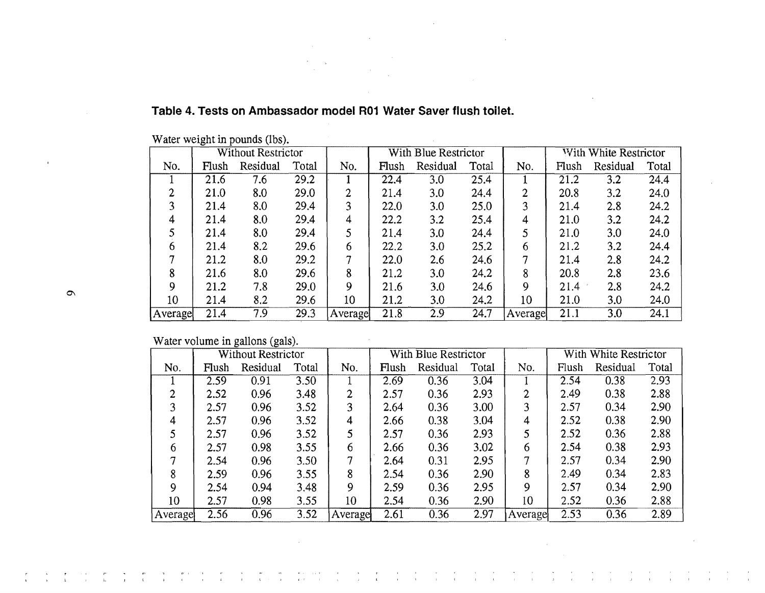**Table 4. Tests on Ambassador model R01 Water Saver flush toilet.**

Water weight in pounds (lbs).

| No. | Without Restrictor | | | No. | With Blue Restrictor | | | No. | With White Restrictor | | |
|---|---|---|---|---|---|---|---|---|---|---|---|
| | Flush | Residual | Total | | Flush | Residual | Total | | Flush | Residual | Total |
| 1 | 21.6 | 7.6 | 29.2 | 1 | 22.4 | 3.0 | 25.4 | 1 | 21.2 | 3.2 | 24.4 |
| 2 | 21.0 | 8.0 | 29.0 | 2 | 21.4 | 3.0 | 24.4 | 2 | 20.8 | 3.2 | 24.0 |
| 3 | 21.4 | 8.0 | 29.4 | 3 | 22.0 | 3.0 | 25.0 | 3 | 21.4 | 2.8 | 24.2 |
| 4 | 21.4 | 8.0 | 29.4 | 4 | 22.2 | 3.2 | 25.4 | 4 | 21.0 | 3.2 | 24.2 |
| 5 | 21.4 | 8.0 | 29.4 | 5 | 21.4 | 3.0 | 24.4 | 5 | 21.0 | 3.0 | 24.0 |
| 6 | 21.4 | 8.2 | 29.6 | 6 | 22.2 | 3.0 | 25.2 | 6 | 21.2 | 3.2 | 24.4 |
| 7 | 21.2 | 8.0 | 29.2 | 7 | 22.0 | 2.6 | 24.6 | 7 | 21.4 | 2.8 | 24.2 |
| 8 | 21.6 | 8.0 | 29.6 | 8 | 21.2 | 3.0 | 24.2 | 8 | 20.8 | 2.8 | 23.6 |
| 9 | 21.2 | 7.8 | 29.0 | 9 | 21.6 | 3.0 | 24.6 | 9 | 21.4 | 2.8 | 24.2 |
| 10 | 21.4 | 8.2 | 29.6 | 10 | 21.2 | 3.0 | 24.2 | 10 | 21.0 | 3.0 | 24.0 |
| Average | 21.4 | 7.9 | 29.3 | Average | 21.8 | 2.9 | 24.7 | Average | 21.1 | 3.0 | 24.1 |

Water volume in gallons (gals).

| No. | Without Restrictor | | | No. | With Blue Restrictor | | | No. | With White Restrictor | | |
|---|---|---|---|---|---|---|---|---|---|---|---|
| | Flush | Residual | Total | | Flush | Residual | Total | | Flush | Residual | Total |
| 1 | 2.59 | 0.91 | 3.50 | 1 | 2.69 | 0.36 | 3.04 | 1 | 2.54 | 0.38 | 2.93 |
| 2 | 2.52 | 0.96 | 3.48 | 2 | 2.57 | 0.36 | 2.93 | 2 | 2.49 | 0.38 | 2.88 |
| 3 | 2.57 | 0.96 | 3.52 | 3 | 2.64 | 0.36 | 3.00 | 3 | 2.57 | 0.34 | 2.90 |
| 4 | 2.57 | 0.96 | 3.52 | 4 | 2.66 | 0.38 | 3.04 | 4 | 2.52 | 0.38 | 2.90 |
| 5 | 2.57 | 0.96 | 3.52 | 5 | 2.57 | 0.36 | 2.93 | 5 | 2.52 | 0.36 | 2.88 |
| 6 | 2.57 | 0.98 | 3.55 | 6 | 2.66 | 0.36 | 3.02 | 6 | 2.54 | 0.38 | 2.93 |
| 7 | 2.54 | 0.96 | 3.50 | 7 | 2.64 | 0.31 | 2.95 | 7 | 2.57 | 0.34 | 2.90 |
| 8 | 2.59 | 0.96 | 3.55 | 8 | 2.54 | 0.36 | 2.90 | 8 | 2.49 | 0.34 | 2.83 |
| 9 | 2.54 | 0.94 | 3.48 | 9 | 2.59 | 0.36 | 2.95 | 9 | 2.57 | 0.34 | 2.90 |
| 10 | 2.57 | 0.98 | 3.55 | 10 | 2.54 | 0.36 | 2.90 | 10 | 2.52 | 0.36 | 2.88 |
| Average | 2.56 | 0.96 | 3.52 | Average | 2.61 | 0.36 | 2.97 | Average | 2.53 | 0.36 | 2.89 |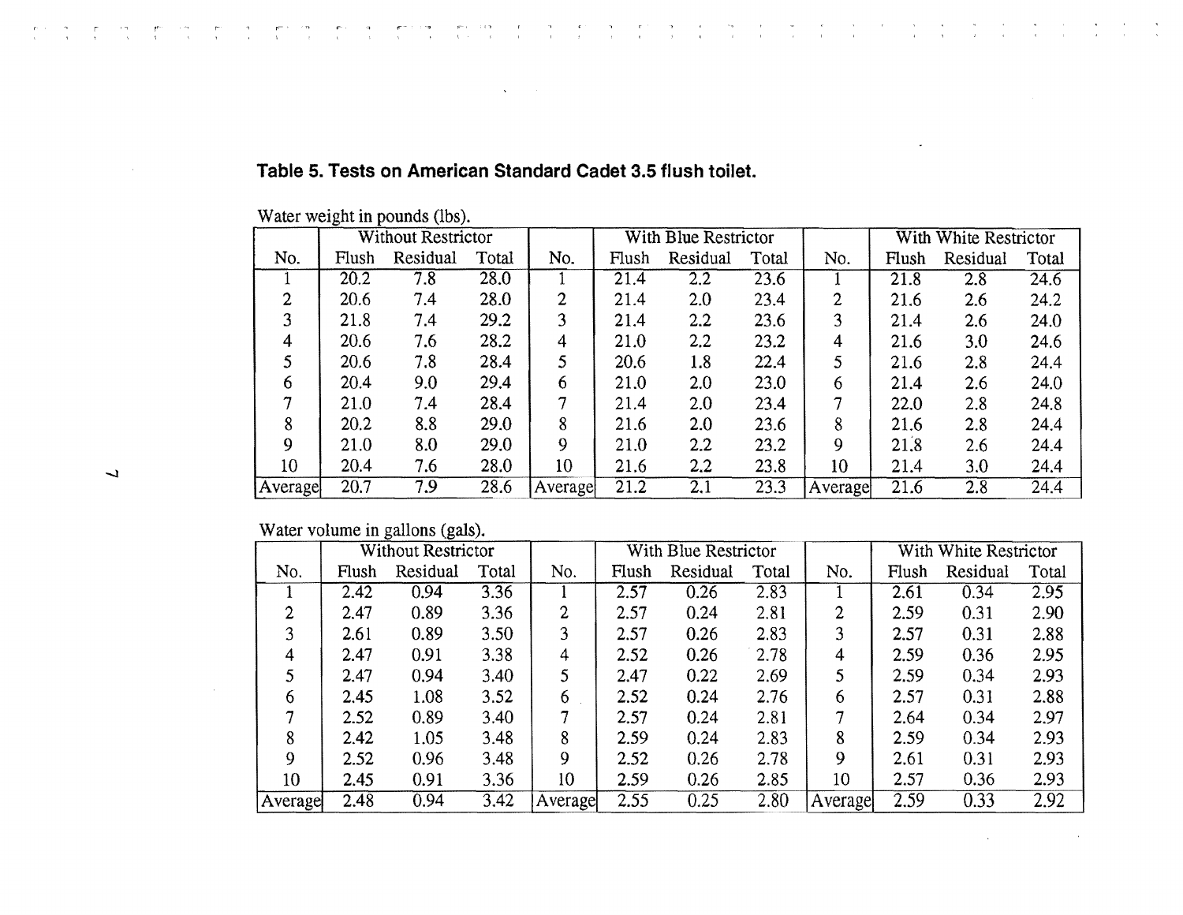**Table 5. Tests on American Standard Cadet 3.5 flush toilet.**

Water weight in pounds (lbs).

| | Without Restrictor | | | | With Blue Restrictor | | | | With White Restrictor | | |
|---|---|---|---|---|---|---|---|---|---|---|---|
| No. | Flush | Residual | Total | No. | Flush | Residual | Total | No. | Flush | Residual | Total |
| 1 | 20.2 | 7.8 | 28.0 | 1 | 21.4 | 2.2 | 23.6 | 1 | 21.8 | 2.8 | 24.6 |
| 2 | 20.6 | 7.4 | 28.0 | 2 | 21.4 | 2.0 | 23.4 | 2 | 21.6 | 2.6 | 24.2 |
| 3 | 21.8 | 7.4 | 29.2 | 3 | 21.4 | 2.2 | 23.6 | 3 | 21.4 | 2.6 | 24.0 |
| 4 | 20.6 | 7.6 | 28.2 | 4 | 21.0 | 2.2 | 23.2 | 4 | 21.6 | 3.0 | 24.6 |
| 5 | 20.6 | 7.8 | 28.4 | 5 | 20.6 | 1.8 | 22.4 | 5 | 21.6 | 2.8 | 24.4 |
| 6 | 20.4 | 9.0 | 29.4 | 6 | 21.0 | 2.0 | 23.0 | 6 | 21.4 | 2.6 | 24.0 |
| 7 | 21.0 | 7.4 | 28.4 | 7 | 21.4 | 2.0 | 23.4 | 7 | 22.0 | 2.8 | 24.8 |
| 8 | 20.2 | 8.8 | 29.0 | 8 | 21.6 | 2.0 | 23.6 | 8 | 21.6 | 2.8 | 24.4 |
| 9 | 21.0 | 8.0 | 29.0 | 9 | 21.0 | 2.2 | 23.2 | 9 | 21.8 | 2.6 | 24.4 |
| 10 | 20.4 | 7.6 | 28.0 | 10 | 21.6 | 2.2 | 23.8 | 10 | 21.4 | 3.0 | 24.4 |
| Average | 20.7 | 7.9 | 28.6 | Average | 21.2 | 2.1 | 23.3 | Average | 21.6 | 2.8 | 24.4 |

Water volume in gallons (gals).

| | Without Restrictor | | | | With Blue Restrictor | | | | With White Restrictor | | |
|---|---|---|---|---|---|---|---|---|---|---|---|
| No. | Flush | Residual | Total | No. | Flush | Residual | Total | No. | Flush | Residual | Total |
| 1 | 2.42 | 0.94 | 3.36 | 1 | 2.57 | 0.26 | 2.83 | 1 | 2.61 | 0.34 | 2.95 |
| 2 | 2.47 | 0.89 | 3.36 | 2 | 2.57 | 0.24 | 2.81 | 2 | 2.59 | 0.31 | 2.90 |
| 3 | 2.61 | 0.89 | 3.50 | 3 | 2.57 | 0.26 | 2.83 | 3 | 2.57 | 0.31 | 2.88 |
| 4 | 2.47 | 0.91 | 3.38 | 4 | 2.52 | 0.26 | 2.78 | 4 | 2.59 | 0.36 | 2.95 |
| 5 | 2.47 | 0.94 | 3.40 | 5 | 2.47 | 0.22 | 2.69 | 5 | 2.59 | 0.34 | 2.93 |
| 6 | 2.45 | 1.08 | 3.52 | 6 | 2.52 | 0.24 | 2.76 | 6 | 2.57 | 0.31 | 2.88 |
| 7 | 2.52 | 0.89 | 3.40 | 7 | 2.57 | 0.24 | 2.81 | 7 | 2.64 | 0.34 | 2.97 |
| 8 | 2.42 | 1.05 | 3.48 | 8 | 2.59 | 0.24 | 2.83 | 8 | 2.59 | 0.34 | 2.93 |
| 9 | 2.52 | 0.96 | 3.48 | 9 | 2.52 | 0.26 | 2.78 | 9 | 2.61 | 0.31 | 2.93 |
| 10 | 2.45 | 0.91 | 3.36 | 10 | 2.59 | 0.26 | 2.85 | 10 | 2.57 | 0.36 | 2.93 |
| Average | 2.48 | 0.94 | 3.42 | Average | 2.55 | 0.25 | 2.80 | Average | 2.59 | 0.33 | 2.92 |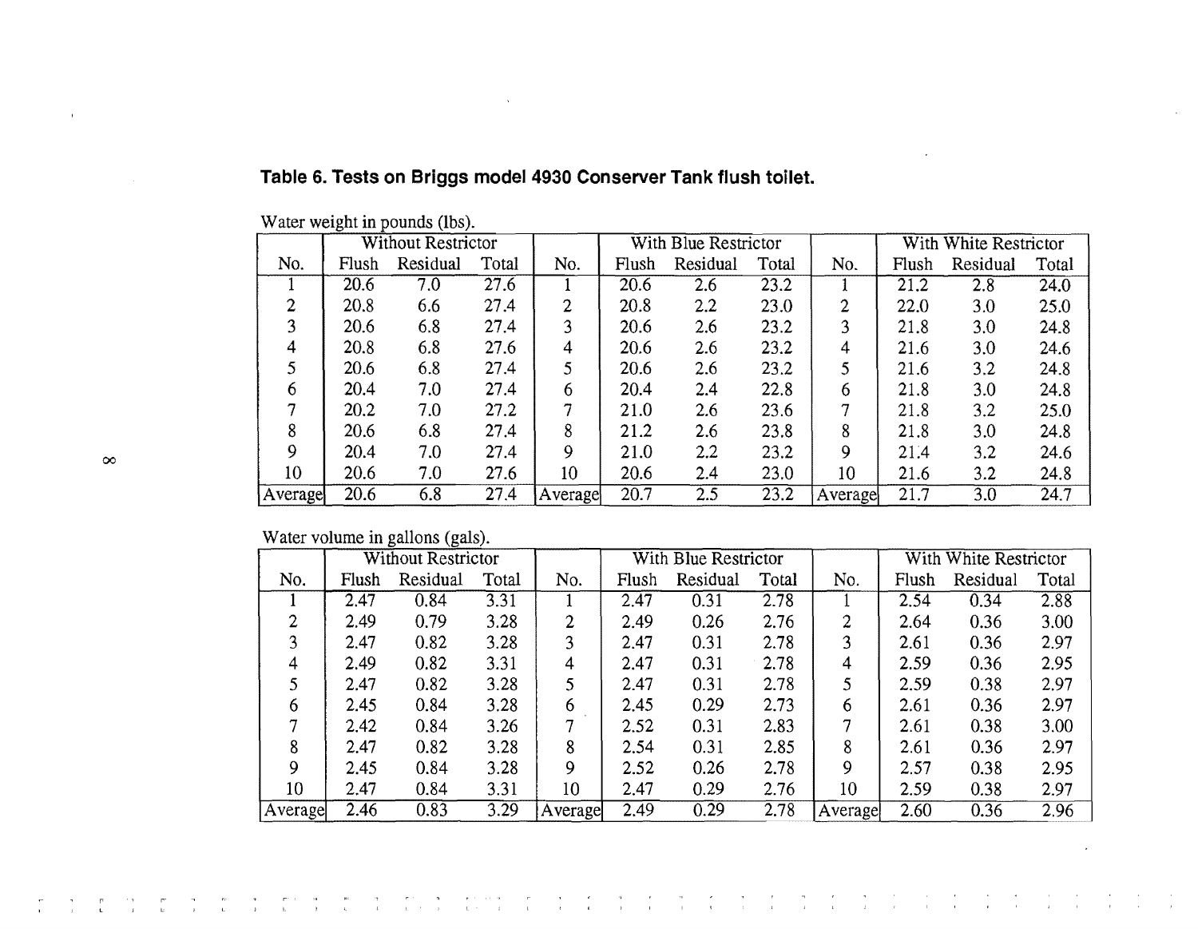**Table 6. Tests on Briggs model 4930 Conserver Tank flush toilet.**

Water weight in pounds (lbs).

| | Without Restrictor | | | | With Blue Restrictor | | | | With White Restrictor | | |
|---|---|---|---|---|---|---|---|---|---|---|---|
| No. | Flush | Residual | Total | No. | Flush | Residual | Total | No. | Flush | Residual | Total |
| 1 | 20.6 | 7.0 | 27.6 | 1 | 20.6 | 2.6 | 23.2 | 1 | 21.2 | 2.8 | 24.0 |
| 2 | 20.8 | 6.6 | 27.4 | 2 | 20.8 | 2.2 | 23.0 | 2 | 22.0 | 3.0 | 25.0 |
| 3 | 20.6 | 6.8 | 27.4 | 3 | 20.6 | 2.6 | 23.2 | 3 | 21.8 | 3.0 | 24.8 |
| 4 | 20.8 | 6.8 | 27.6 | 4 | 20.6 | 2.6 | 23.2 | 4 | 21.6 | 3.0 | 24.6 |
| 5 | 20.6 | 6.8 | 27.4 | 5 | 20.6 | 2.6 | 23.2 | 5 | 21.6 | 3.2 | 24.8 |
| 6 | 20.4 | 7.0 | 27.4 | 6 | 20.4 | 2.4 | 22.8 | 6 | 21.8 | 3.0 | 24.8 |
| 7 | 20.2 | 7.0 | 27.2 | 7 | 21.0 | 2.6 | 23.6 | 7 | 21.8 | 3.2 | 25.0 |
| 8 | 20.6 | 6.8 | 27.4 | 8 | 21.2 | 2.6 | 23.8 | 8 | 21.8 | 3.0 | 24.8 |
| 9 | 20.4 | 7.0 | 27.4 | 9 | 21.0 | 2.2 | 23.2 | 9 | 21.4 | 3.2 | 24.6 |
| 10 | 20.6 | 7.0 | 27.6 | 10 | 20.6 | 2.4 | 23.0 | 10 | 21.6 | 3.2 | 24.8 |
| Average | 20.6 | 6.8 | 27.4 | Average | 20.7 | 2.5 | 23.2 | Average | 21.7 | 3.0 | 24.7 |

Water volume in gallons (gals).

| | Without Restrictor | | | | With Blue Restrictor | | | | With White Restrictor | | |
|---|---|---|---|---|---|---|---|---|---|---|---|
| No. | Flush | Residual | Total | No. | Flush | Residual | Total | No. | Flush | Residual | Total |
| 1 | 2.47 | 0.84 | 3.31 | 1 | 2.47 | 0.31 | 2.78 | 1 | 2.54 | 0.34 | 2.88 |
| 2 | 2.49 | 0.79 | 3.28 | 2 | 2.49 | 0.26 | 2.76 | 2 | 2.64 | 0.36 | 3.00 |
| 3 | 2.47 | 0.82 | 3.28 | 3 | 2.47 | 0.31 | 2.78 | 3 | 2.61 | 0.36 | 2.97 |
| 4 | 2.49 | 0.82 | 3.31 | 4 | 2.47 | 0.31 | 2.78 | 4 | 2.59 | 0.36 | 2.95 |
| 5 | 2.47 | 0.82 | 3.28 | 5 | 2.47 | 0.31 | 2.78 | 5 | 2.59 | 0.38 | 2.97 |
| 6 | 2.45 | 0.84 | 3.28 | 6 | 2.45 | 0.29 | 2.73 | 6 | 2.61 | 0.36 | 2.97 |
| 7 | 2.42 | 0.84 | 3.26 | 7 | 2.52 | 0.31 | 2.83 | 7 | 2.61 | 0.38 | 3.00 |
| 8 | 2.47 | 0.82 | 3.28 | 8 | 2.54 | 0.31 | 2.85 | 8 | 2.61 | 0.36 | 2.97 |
| 9 | 2.45 | 0.84 | 3.28 | 9 | 2.52 | 0.26 | 2.78 | 9 | 2.57 | 0.38 | 2.95 |
| 10 | 2.47 | 0.84 | 3.31 | 10 | 2.47 | 0.29 | 2.76 | 10 | 2.59 | 0.38 | 2.97 |
| Average | 2.46 | 0.83 | 3.29 | Average | 2.49 | 0.29 | 2.78 | Average | 2.60 | 0.36 | 2.96 |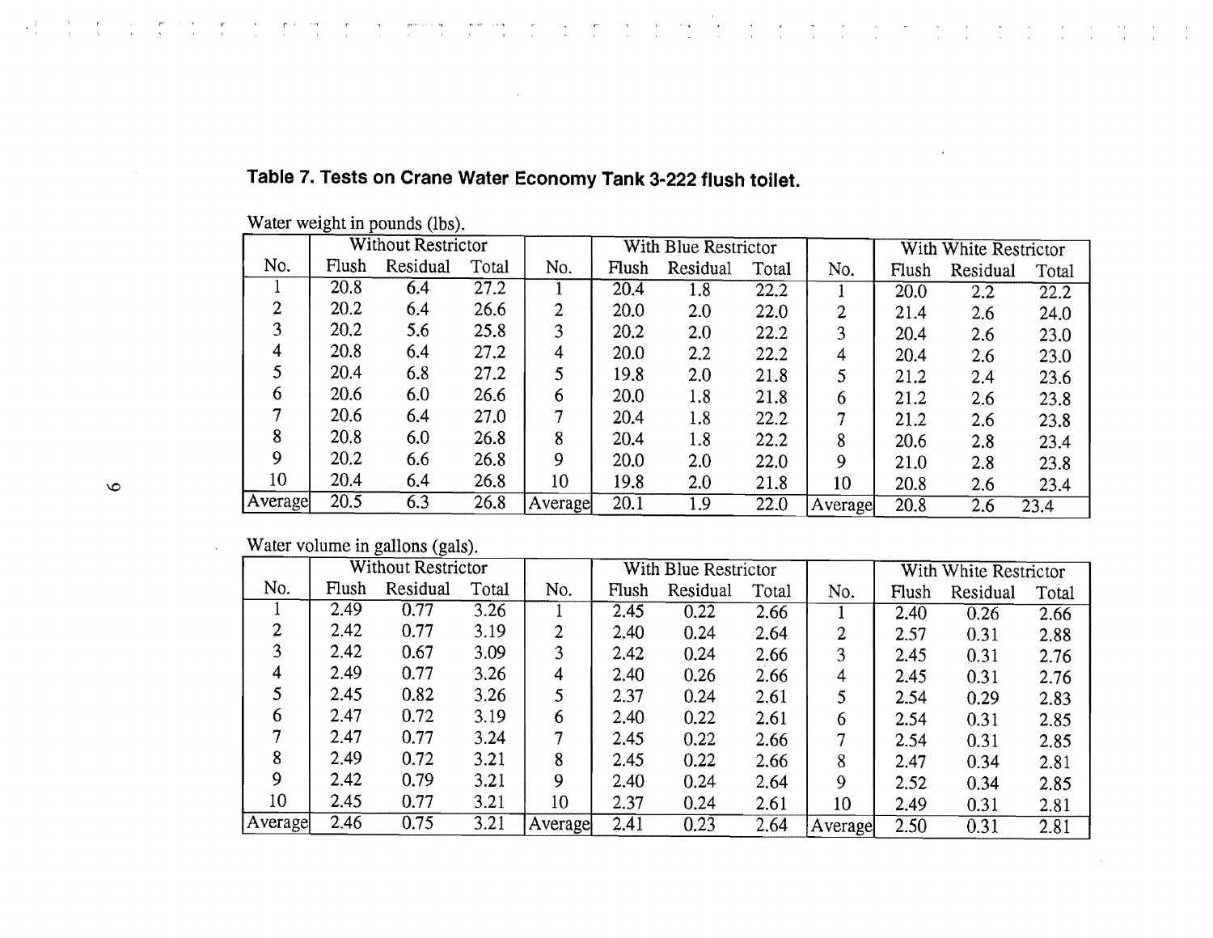**Table 7. Tests on Crane Water Economy Tank 3-222 flush toilet.**

Water weight in pounds (lbs).

| No. | Without Restrictor | | | No. | With Blue Restrictor | | | No. | With White Restrictor | | |
|---|---|---|---|---|---|---|---|---|---|---|---|
| | Flush | Residual | Total | | Flush | Residual | Total | | Flush | Residual | Total |
| 1 | 20.8 | 6.4 | 27.2 | 1 | 20.4 | 1.8 | 22.2 | 1 | 20.0 | 2.2 | 22.2 |
| 2 | 20.2 | 6.4 | 26.6 | 2 | 20.0 | 2.0 | 22.0 | 2 | 21.4 | 2.6 | 24.0 |
| 3 | 20.2 | 5.6 | 25.8 | 3 | 20.2 | 2.0 | 22.2 | 3 | 20.4 | 2.6 | 23.0 |
| 4 | 20.8 | 6.4 | 27.2 | 4 | 20.0 | 2.2 | 22.2 | 4 | 20.4 | 2.6 | 23.0 |
| 5 | 20.4 | 6.8 | 27.2 | 5 | 19.8 | 2.0 | 21.8 | 5 | 21.2 | 2.4 | 23.6 |
| 6 | 20.6 | 6.0 | 26.6 | 6 | 20.0 | 1.8 | 21.8 | 6 | 21.2 | 2.6 | 23.8 |
| 7 | 20.6 | 6.4 | 27.0 | 7 | 20.4 | 1.8 | 22.2 | 7 | 21.2 | 2.6 | 23.8 |
| 8 | 20.8 | 6.0 | 26.8 | 8 | 20.4 | 1.8 | 22.2 | 8 | 20.6 | 2.8 | 23.4 |
| 9 | 20.2 | 6.6 | 26.8 | 9 | 20.0 | 2.0 | 22.0 | 9 | 21.0 | 2.8 | 23.8 |
| 10 | 20.4 | 6.4 | 26.8 | 10 | 19.8 | 2.0 | 21.8 | 10 | 20.8 | 2.6 | 23.4 |
| Average | 20.5 | 6.3 | 26.8 | Average | 20.1 | 1.9 | 22.0 | Average | 20.8 | 2.6 | 23.4 |

Water volume in gallons (gals).

| No. | Without Restrictor | | | No. | With Blue Restrictor | | | No. | With White Restrictor | | |
|---|---|---|---|---|---|---|---|---|---|---|---|
| | Flush | Residual | Total | | Flush | Residual | Total | | Flush | Residual | Total |
| 1 | 2.49 | 0.77 | 3.26 | 1 | 2.45 | 0.22 | 2.66 | 1 | 2.40 | 0.26 | 2.66 |
| 2 | 2.42 | 0.77 | 3.19 | 2 | 2.40 | 0.24 | 2.64 | 2 | 2.57 | 0.31 | 2.88 |
| 3 | 2.42 | 0.67 | 3.09 | 3 | 2.42 | 0.24 | 2.66 | 3 | 2.45 | 0.31 | 2.76 |
| 4 | 2.49 | 0.77 | 3.26 | 4 | 2.40 | 0.26 | 2.66 | 4 | 2.45 | 0.31 | 2.76 |
| 5 | 2.45 | 0.82 | 3.26 | 5 | 2.37 | 0.24 | 2.61 | 5 | 2.54 | 0.29 | 2.83 |
| 6 | 2.47 | 0.72 | 3.19 | 6 | 2.40 | 0.22 | 2.61 | 6 | 2.54 | 0.31 | 2.85 |
| 7 | 2.47 | 0.77 | 3.24 | 7 | 2.45 | 0.22 | 2.66 | 7 | 2.54 | 0.31 | 2.85 |
| 8 | 2.49 | 0.72 | 3.21 | 8 | 2.45 | 0.22 | 2.66 | 8 | 2.47 | 0.34 | 2.81 |
| 9 | 2.42 | 0.79 | 3.21 | 9 | 2.40 | 0.24 | 2.64 | 9 | 2.52 | 0.34 | 2.85 |
| 10 | 2.45 | 0.77 | 3.21 | 10 | 2.37 | 0.24 | 2.61 | 10 | 2.49 | 0.31 | 2.81 |
| Average | 2.46 | 0.75 | 3.21 | Average | 2.41 | 0.23 | 2.64 | Average | 2.50 | 0.31 | 2.81 |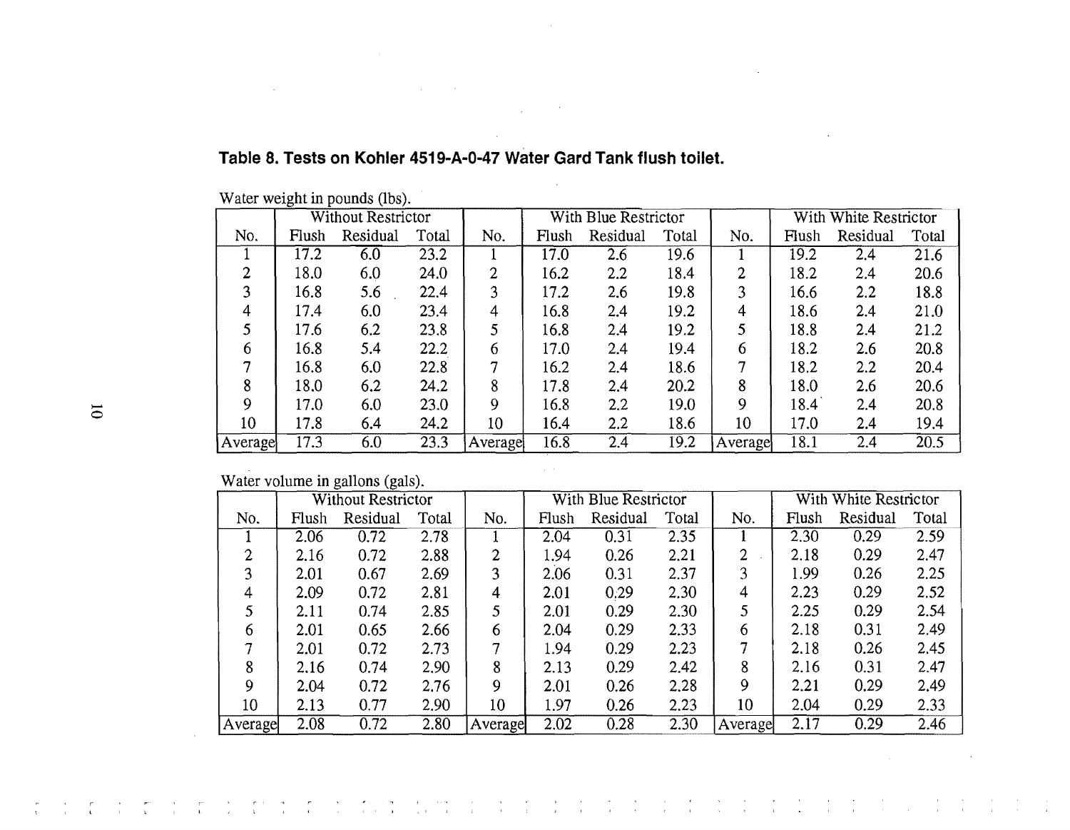**Table 8. Tests on Kohler 4519-A-0-47 Water Gard Tank flush toilet.**

Water weight in pounds (lbs).

| | Without Restrictor | | | | With Blue Restrictor | | | | With White Restrictor | | |
|---|---|---|---|---|---|---|---|---|---|---|---|
| No. | Flush | Residual | Total | No. | Flush | Residual | Total | No. | Flush | Residual | Total |
| 1 | 17.2 | 6.0 | 23.2 | 1 | 17.0 | 2.6 | 19.6 | 1 | 19.2 | 2.4 | 21.6 |
| 2 | 18.0 | 6.0 | 24.0 | 2 | 16.2 | 2.2 | 18.4 | 2 | 18.2 | 2.4 | 20.6 |
| 3 | 16.8 | 5.6 | 22.4 | 3 | 17.2 | 2.6 | 19.8 | 3 | 16.6 | 2.2 | 18.8 |
| 4 | 17.4 | 6.0 | 23.4 | 4 | 16.8 | 2.4 | 19.2 | 4 | 18.6 | 2.4 | 21.0 |
| 5 | 17.6 | 6.2 | 23.8 | 5 | 16.8 | 2.4 | 19.2 | 5 | 18.8 | 2.4 | 21.2 |
| 6 | 16.8 | 5.4 | 22.2 | 6 | 17.0 | 2.4 | 19.4 | 6 | 18.2 | 2.6 | 20.8 |
| 7 | 16.8 | 6.0 | 22.8 | 7 | 16.2 | 2.4 | 18.6 | 7 | 18.2 | 2.2 | 20.4 |
| 8 | 18.0 | 6.2 | 24.2 | 8 | 17.8 | 2.4 | 20.2 | 8 | 18.0 | 2.6 | 20.6 |
| 9 | 17.0 | 6.0 | 23.0 | 9 | 16.8 | 2.2 | 19.0 | 9 | 18.4 | 2.4 | 20.8 |
| 10 | 17.8 | 6.4 | 24.2 | 10 | 16.4 | 2.2 | 18.6 | 10 | 17.0 | 2.4 | 19.4 |
| Average | 17.3 | 6.0 | 23.3 | Average | 16.8 | 2.4 | 19.2 | Average | 18.1 | 2.4 | 20.5 |

Water volume in gallons (gals).

| | Without Restrictor | | | | With Blue Restrictor | | | | With White Restrictor | | |
|---|---|---|---|---|---|---|---|---|---|---|---|
| No. | Flush | Residual | Total | No. | Flush | Residual | Total | No. | Flush | Residual | Total |
| 1 | 2.06 | 0.72 | 2.78 | 1 | 2.04 | 0.31 | 2.35 | 1 | 2.30 | 0.29 | 2.59 |
| 2 | 2.16 | 0.72 | 2.88 | 2 | 1.94 | 0.26 | 2.21 | 2 | 2.18 | 0.29 | 2.47 |
| 3 | 2.01 | 0.67 | 2.69 | 3 | 2.06 | 0.31 | 2.37 | 3 | 1.99 | 0.26 | 2.25 |
| 4 | 2.09 | 0.72 | 2.81 | 4 | 2.01 | 0.29 | 2.30 | 4 | 2.23 | 0.29 | 2.52 |
| 5 | 2.11 | 0.74 | 2.85 | 5 | 2.01 | 0.29 | 2.30 | 5 | 2.25 | 0.29 | 2.54 |
| 6 | 2.01 | 0.65 | 2.66 | 6 | 2.04 | 0.29 | 2.33 | 6 | 2.18 | 0.31 | 2.49 |
| 7 | 2.01 | 0.72 | 2.73 | 7 | 1.94 | 0.29 | 2.23 | 7 | 2.18 | 0.26 | 2.45 |
| 8 | 2.16 | 0.74 | 2.90 | 8 | 2.13 | 0.29 | 2.42 | 8 | 2.16 | 0.31 | 2.47 |
| 9 | 2.04 | 0.72 | 2.76 | 9 | 2.01 | 0.26 | 2.28 | 9 | 2.21 | 0.29 | 2.49 |
| 10 | 2.13 | 0.77 | 2.90 | 10 | 1.97 | 0.26 | 2.23 | 10 | 2.04 | 0.29 | 2.33 |
| Average | 2.08 | 0.72 | 2.80 | Average | 2.02 | 0.28 | 2.30 | Average | 2.17 | 0.29 | 2.46 |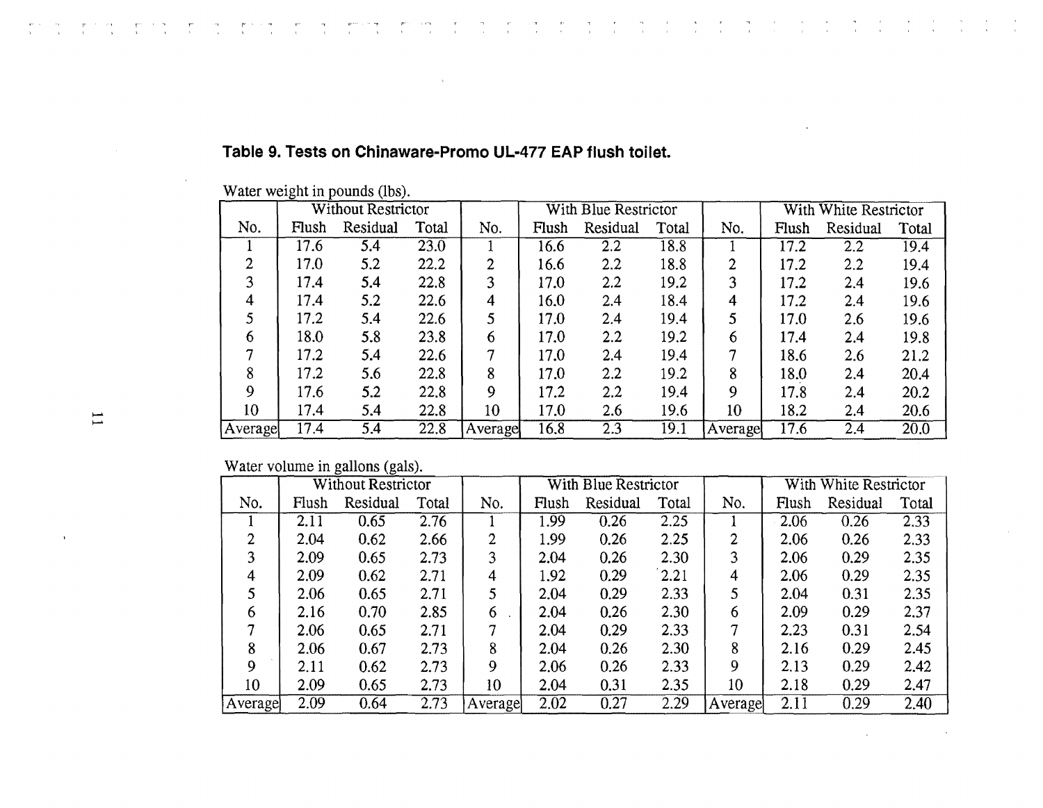**Table 9. Tests on Chinaware-Promo UL-477 EAP flush toilet.**

Water weight in pounds (lbs).

| No. | Without Restrictor | | | No. | With Blue Restrictor | | | No. | With White Restrictor | | |
|---|---|---|---|---|---|---|---|---|---|---|---|
| | Flush | Residual | Total | | Flush | Residual | Total | | Flush | Residual | Total |
| 1 | 17.6 | 5.4 | 23.0 | 1 | 16.6 | 2.2 | 18.8 | 1 | 17.2 | 2.2 | 19.4 |
| 2 | 17.0 | 5.2 | 22.2 | 2 | 16.6 | 2.2 | 18.8 | 2 | 17.2 | 2.2 | 19.4 |
| 3 | 17.4 | 5.4 | 22.8 | 3 | 17.0 | 2.2 | 19.2 | 3 | 17.2 | 2.4 | 19.6 |
| 4 | 17.4 | 5.2 | 22.6 | 4 | 16.0 | 2.4 | 18.4 | 4 | 17.2 | 2.4 | 19.6 |
| 5 | 17.2 | 5.4 | 22.6 | 5 | 17.0 | 2.4 | 19.4 | 5 | 17.0 | 2.6 | 19.6 |
| 6 | 18.0 | 5.8 | 23.8 | 6 | 17.0 | 2.2 | 19.2 | 6 | 17.4 | 2.4 | 19.8 |
| 7 | 17.2 | 5.4 | 22.6 | 7 | 17.0 | 2.4 | 19.4 | 7 | 18.6 | 2.6 | 21.2 |
| 8 | 17.2 | 5.6 | 22.8 | 8 | 17.0 | 2.2 | 19.2 | 8 | 18.0 | 2.4 | 20.4 |
| 9 | 17.6 | 5.2 | 22.8 | 9 | 17.2 | 2.2 | 19.4 | 9 | 17.8 | 2.4 | 20.2 |
| 10 | 17.4 | 5.4 | 22.8 | 10 | 17.0 | 2.6 | 19.6 | 10 | 18.2 | 2.4 | 20.6 |
| Average | 17.4 | 5.4 | 22.8 | Average | 16.8 | 2.3 | 19.1 | Average | 17.6 | 2.4 | 20.0 |

Water volume in gallons (gals).

| No. | Without Restrictor | | | No. | With Blue Restrictor | | | No. | With White Restrictor | | |
|---|---|---|---|---|---|---|---|---|---|---|---|
| | Flush | Residual | Total | | Flush | Residual | Total | | Flush | Residual | Total |
| 1 | 2.11 | 0.65 | 2.76 | 1 | 1.99 | 0.26 | 2.25 | 1 | 2.06 | 0.26 | 2.33 |
| 2 | 2.04 | 0.62 | 2.66 | 2 | 1.99 | 0.26 | 2.25 | 2 | 2.06 | 0.26 | 2.33 |
| 3 | 2.09 | 0.65 | 2.73 | 3 | 2.04 | 0.26 | 2.30 | 3 | 2.06 | 0.29 | 2.35 |
| 4 | 2.09 | 0.62 | 2.71 | 4 | 1.92 | 0.29 | 2.21 | 4 | 2.06 | 0.29 | 2.35 |
| 5 | 2.06 | 0.65 | 2.71 | 5 | 2.04 | 0.29 | 2.33 | 5 | 2.04 | 0.31 | 2.35 |
| 6 | 2.16 | 0.70 | 2.85 | 6 | 2.04 | 0.26 | 2.30 | 6 | 2.09 | 0.29 | 2.37 |
| 7 | 2.06 | 0.65 | 2.71 | 7 | 2.04 | 0.29 | 2.33 | 7 | 2.23 | 0.31 | 2.54 |
| 8 | 2.06 | 0.67 | 2.73 | 8 | 2.04 | 0.26 | 2.30 | 8 | 2.16 | 0.29 | 2.45 |
| 9 | 2.11 | 0.62 | 2.73 | 9 | 2.06 | 0.26 | 2.33 | 9 | 2.13 | 0.29 | 2.42 |
| 10 | 2.09 | 0.65 | 2.73 | 10 | 2.04 | 0.31 | 2.35 | 10 | 2.18 | 0.29 | 2.47 |
| Average | 2.09 | 0.64 | 2.73 | Average | 2.02 | 0.27 | 2.29 | Average | 2.11 | 0.29 | 2.40 |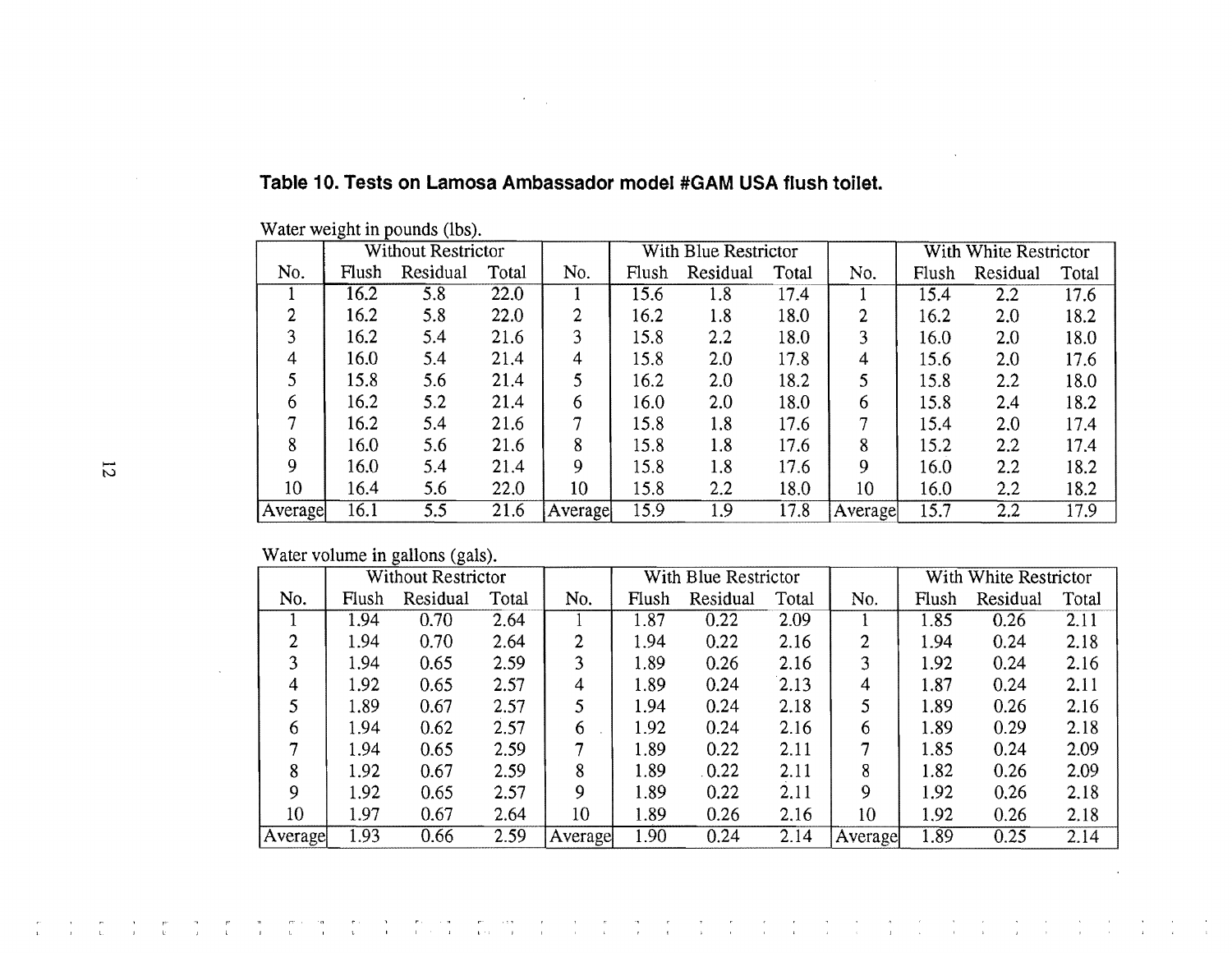**Table 10. Tests on Lamosa Ambassador model #GAM USA flush toilet.**

Water weight in pounds (lbs).

| | Without Restrictor | | | | With Blue Restrictor | | | | With White Restrictor | | |
|---|---|---|---|---|---|---|---|---|---|---|---|
| No. | Flush | Residual | Total | No. | Flush | Residual | Total | No. | Flush | Residual | Total |
| 1 | 16.2 | 5.8 | 22.0 | 1 | 15.6 | 1.8 | 17.4 | 1 | 15.4 | 2.2 | 17.6 |
| 2 | 16.2 | 5.8 | 22.0 | 2 | 16.2 | 1.8 | 18.0 | 2 | 16.2 | 2.0 | 18.2 |
| 3 | 16.2 | 5.4 | 21.6 | 3 | 15.8 | 2.2 | 18.0 | 3 | 16.0 | 2.0 | 18.0 |
| 4 | 16.0 | 5.4 | 21.4 | 4 | 15.8 | 2.0 | 17.8 | 4 | 15.6 | 2.0 | 17.6 |
| 5 | 15.8 | 5.6 | 21.4 | 5 | 16.2 | 2.0 | 18.2 | 5 | 15.8 | 2.2 | 18.0 |
| 6 | 16.2 | 5.2 | 21.4 | 6 | 16.0 | 2.0 | 18.0 | 6 | 15.8 | 2.4 | 18.2 |
| 7 | 16.2 | 5.4 | 21.6 | 7 | 15.8 | 1.8 | 17.6 | 7 | 15.4 | 2.0 | 17.4 |
| 8 | 16.0 | 5.6 | 21.6 | 8 | 15.8 | 1.8 | 17.6 | 8 | 15.2 | 2.2 | 17.4 |
| 9 | 16.0 | 5.4 | 21.4 | 9 | 15.8 | 1.8 | 17.6 | 9 | 16.0 | 2.2 | 18.2 |
| 10 | 16.4 | 5.6 | 22.0 | 10 | 15.8 | 2.2 | 18.0 | 10 | 16.0 | 2.2 | 18.2 |
| Average | 16.1 | 5.5 | 21.6 | Average | 15.9 | 1.9 | 17.8 | Average | 15.7 | 2.2 | 17.9 |

Water volume in gallons (gals).

| | Without Restrictor | | | | With Blue Restrictor | | | | With White Restrictor | | |
|---|---|---|---|---|---|---|---|---|---|---|---|
| No. | Flush | Residual | Total | No. | Flush | Residual | Total | No. | Flush | Residual | Total |
| 1 | 1.94 | 0.70 | 2.64 | 1 | 1.87 | 0.22 | 2.09 | 1 | 1.85 | 0.26 | 2.11 |
| 2 | 1.94 | 0.70 | 2.64 | 2 | 1.94 | 0.22 | 2.16 | 2 | 1.94 | 0.24 | 2.18 |
| 3 | 1.94 | 0.65 | 2.59 | 3 | 1.89 | 0.26 | 2.16 | 3 | 1.92 | 0.24 | 2.16 |
| 4 | 1.92 | 0.65 | 2.57 | 4 | 1.89 | 0.24 | 2.13 | 4 | 1.87 | 0.24 | 2.11 |
| 5 | 1.89 | 0.67 | 2.57 | 5 | 1.94 | 0.24 | 2.18 | 5 | 1.89 | 0.26 | 2.16 |
| 6 | 1.94 | 0.62 | 2.57 | 6 | 1.92 | 0.24 | 2.16 | 6 | 1.89 | 0.29 | 2.18 |
| 7 | 1.94 | 0.65 | 2.59 | 7 | 1.89 | 0.22 | 2.11 | 7 | 1.85 | 0.24 | 2.09 |
| 8 | 1.92 | 0.67 | 2.59 | 8 | 1.89 | 0.22 | 2.11 | 8 | 1.82 | 0.26 | 2.09 |
| 9 | 1.92 | 0.65 | 2.57 | 9 | 1.89 | 0.22 | 2.11 | 9 | 1.92 | 0.26 | 2.18 |
| 10 | 1.97 | 0.67 | 2.64 | 10 | 1.89 | 0.26 | 2.16 | 10 | 1.92 | 0.26 | 2.18 |
| Average | 1.93 | 0.66 | 2.59 | Average | 1.90 | 0.24 | 2.14 | Average | 1.89 | 0.25 | 2.14 |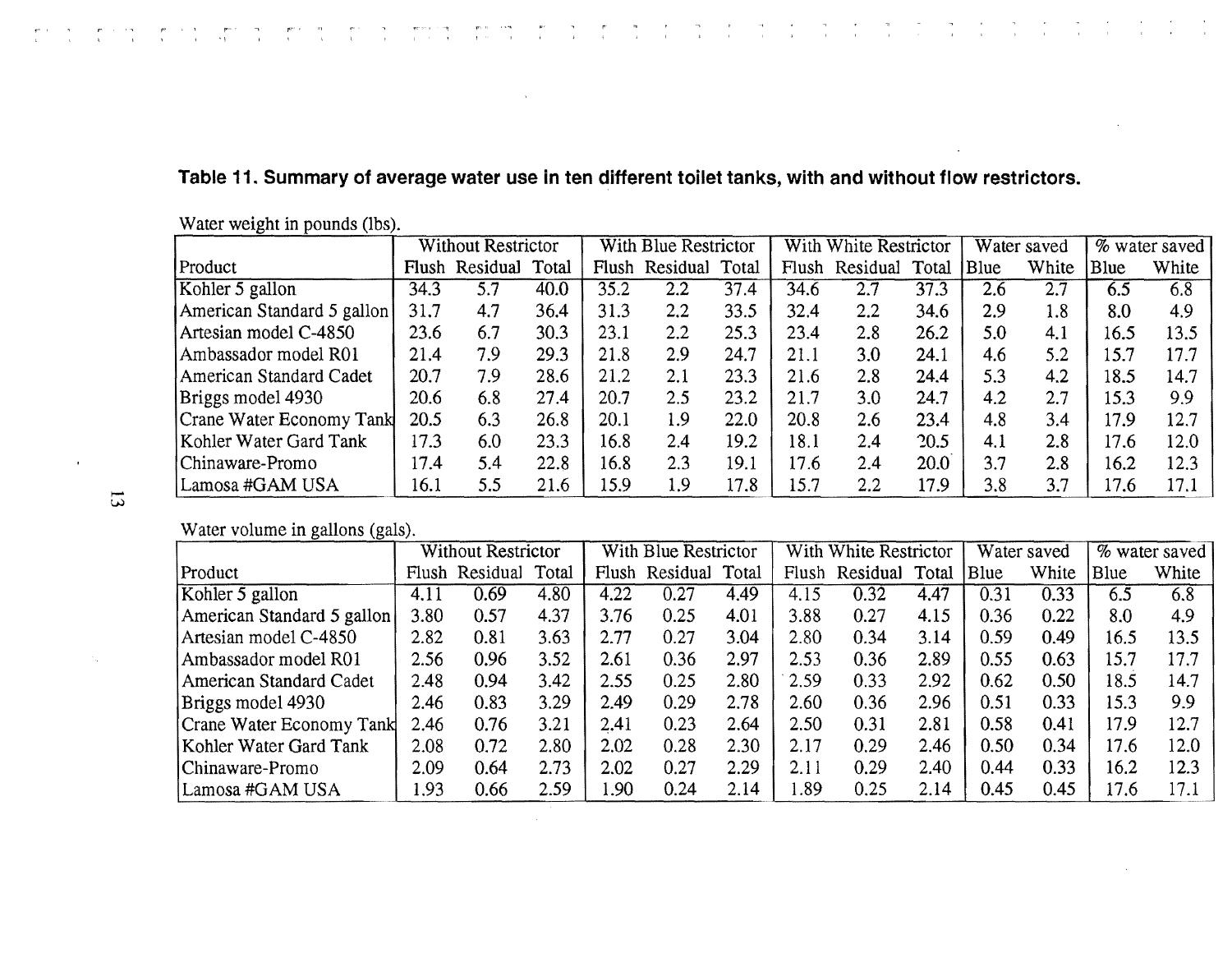**Table 11. Summary of average water use in ten different toilet tanks, with and without flow restrictors.**

Water weight in pounds (lbs).

| | Without Restrictor | | | With Blue Restrictor | | | With White Restrictor | | | Water saved | | % water saved | |
|---|---|---|---|---|---|---|---|---|---|---|---|---|---|
| Product | Flush | Residual | Total | Flush | Residual | Total | Flush | Residual | Total | Blue | White | Blue | White |
| Kohler 5 gallon | 34.3 | 5.7 | 40.0 | 35.2 | 2.2 | 37.4 | 34.6 | 2.7 | 37.3 | 2.6 | 2.7 | 6.5 | 6.8 |
| American Standard 5 gallon | 31.7 | 4.7 | 36.4 | 31.3 | 2.2 | 33.5 | 32.4 | 2.2 | 34.6 | 2.9 | 1.8 | 8.0 | 4.9 |
| Artesian model C-4850 | 23.6 | 6.7 | 30.3 | 23.1 | 2.2 | 25.3 | 23.4 | 2.8 | 26.2 | 5.0 | 4.1 | 16.5 | 13.5 |
| Ambassador model R01 | 21.4 | 7.9 | 29.3 | 21.8 | 2.9 | 24.7 | 21.1 | 3.0 | 24.1 | 4.6 | 5.2 | 15.7 | 17.7 |
| American Standard Cadet | 20.7 | 7.9 | 28.6 | 21.2 | 2.1 | 23.3 | 21.6 | 2.8 | 24.4 | 5.3 | 4.2 | 18.5 | 14.7 |
| Briggs model 4930 | 20.6 | 6.8 | 27.4 | 20.7 | 2.5 | 23.2 | 21.7 | 3.0 | 24.7 | 4.2 | 2.7 | 15.3 | 9.9 |
| Crane Water Economy Tank | 20.5 | 6.3 | 26.8 | 20.1 | 1.9 | 22.0 | 20.8 | 2.6 | 23.4 | 4.8 | 3.4 | 17.9 | 12.7 |
| Kohler Water Gard Tank | 17.3 | 6.0 | 23.3 | 16.8 | 2.4 | 19.2 | 18.1 | 2.4 | 20.5 | 4.1 | 2.8 | 17.6 | 12.0 |
| Chinaware-Promo | 17.4 | 5.4 | 22.8 | 16.8 | 2.3 | 19.1 | 17.6 | 2.4 | 20.0 | 3.7 | 2.8 | 16.2 | 12.3 |
| Lamosa #GAM USA | 16.1 | 5.5 | 21.6 | 15.9 | 1.9 | 17.8 | 15.7 | 2.2 | 17.9 | 3.8 | 3.7 | 17.6 | 17.1 |

Water volume in gallons (gals).

| | Without Restrictor | | | With Blue Restrictor | | | With White Restrictor | | | Water saved | | % water saved | |
|---|---|---|---|---|---|---|---|---|---|---|---|---|---|
| Product | Flush | Residual | Total | Flush | Residual | Total | Flush | Residual | Total | Blue | White | Blue | White |
| Kohler 5 gallon | 4.11 | 0.69 | 4.80 | 4.22 | 0.27 | 4.49 | 4.15 | 0.32 | 4.47 | 0.31 | 0.33 | 6.5 | 6.8 |
| American Standard 5 gallon | 3.80 | 0.57 | 4.37 | 3.76 | 0.25 | 4.01 | 3.88 | 0.27 | 4.15 | 0.36 | 0.22 | 8.0 | 4.9 |
| Artesian model C-4850 | 2.82 | 0.81 | 3.63 | 2.77 | 0.27 | 3.04 | 2.80 | 0.34 | 3.14 | 0.59 | 0.49 | 16.5 | 13.5 |
| Ambassador model R01 | 2.56 | 0.96 | 3.52 | 2.61 | 0.36 | 2.97 | 2.53 | 0.36 | 2.89 | 0.55 | 0.63 | 15.7 | 17.7 |
| American Standard Cadet | 2.48 | 0.94 | 3.42 | 2.55 | 0.25 | 2.80 | 2.59 | 0.33 | 2.92 | 0.62 | 0.50 | 18.5 | 14.7 |
| Briggs model 4930 | 2.46 | 0.83 | 3.29 | 2.49 | 0.29 | 2.78 | 2.60 | 0.36 | 2.96 | 0.51 | 0.33 | 15.3 | 9.9 |
| Crane Water Economy Tank | 2.46 | 0.76 | 3.21 | 2.41 | 0.23 | 2.64 | 2.50 | 0.31 | 2.81 | 0.58 | 0.41 | 17.9 | 12.7 |
| Kohler Water Gard Tank | 2.08 | 0.72 | 2.80 | 2.02 | 0.28 | 2.30 | 2.17 | 0.29 | 2.46 | 0.50 | 0.34 | 17.6 | 12.0 |
| Chinaware-Promo | 2.09 | 0.64 | 2.73 | 2.02 | 0.27 | 2.29 | 2.11 | 0.29 | 2.40 | 0.44 | 0.33 | 16.2 | 12.3 |
| Lamosa #GAM USA | 1.93 | 0.66 | 2.59 | 1.90 | 0.24 | 2.14 | 1.89 | 0.25 | 2.14 | 0.45 | 0.45 | 17.6 | 17.1 |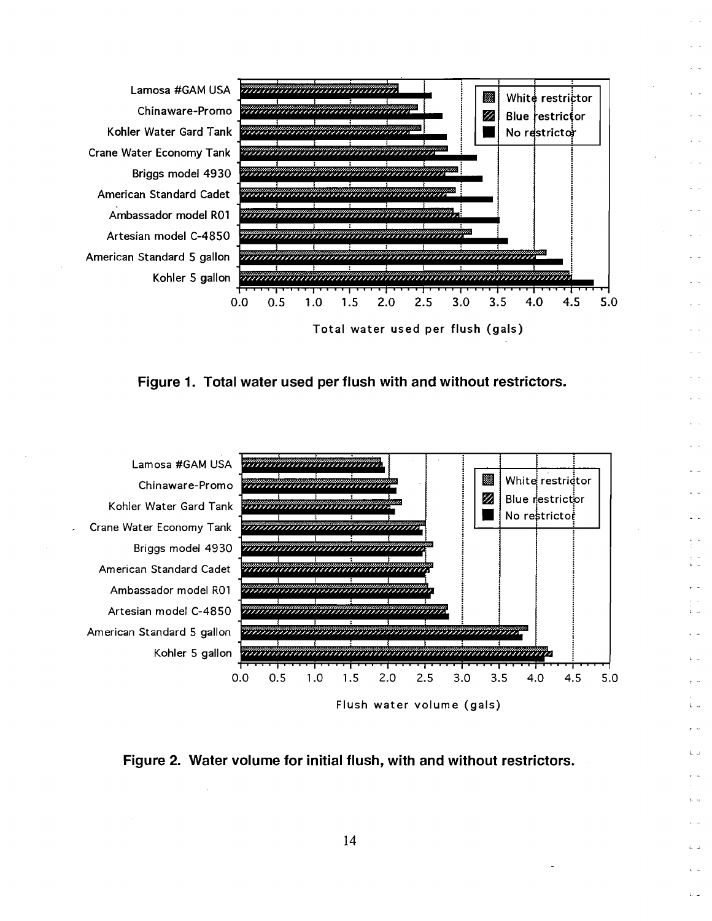Figure 1. Total water used per flush with and without restrictors.

Figure 2. Water volume for initial flush, with and without restrictors.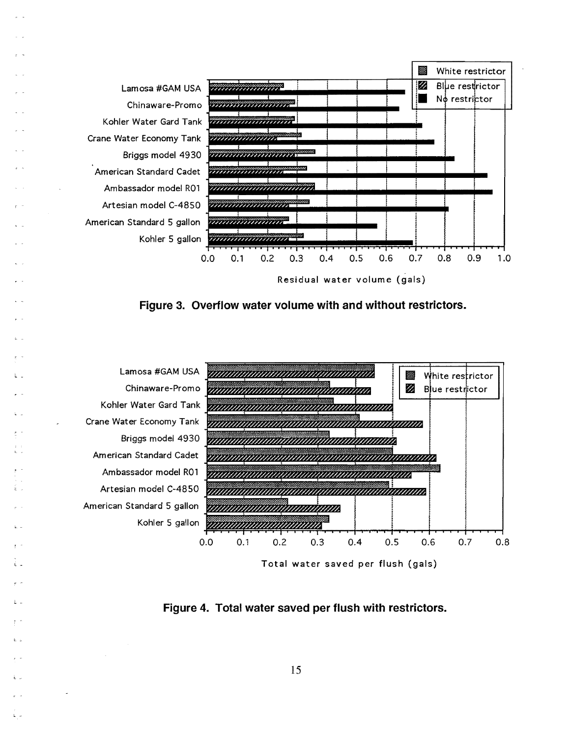Figure 3. Overflow water volume with and without restrictors.

Figure 4. Total water saved per flush with restrictors.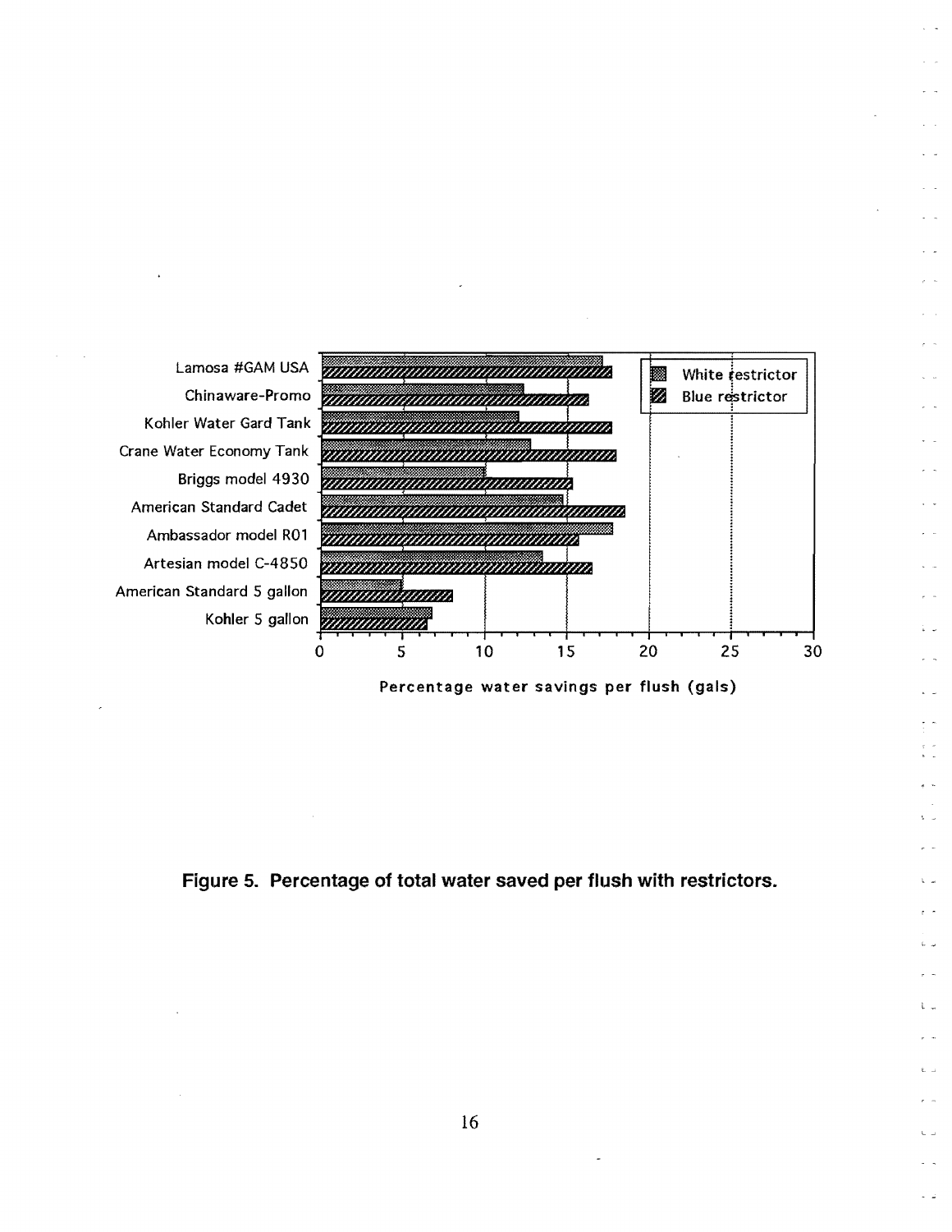Figure 5. Percentage of total water saved per flush with restrictors.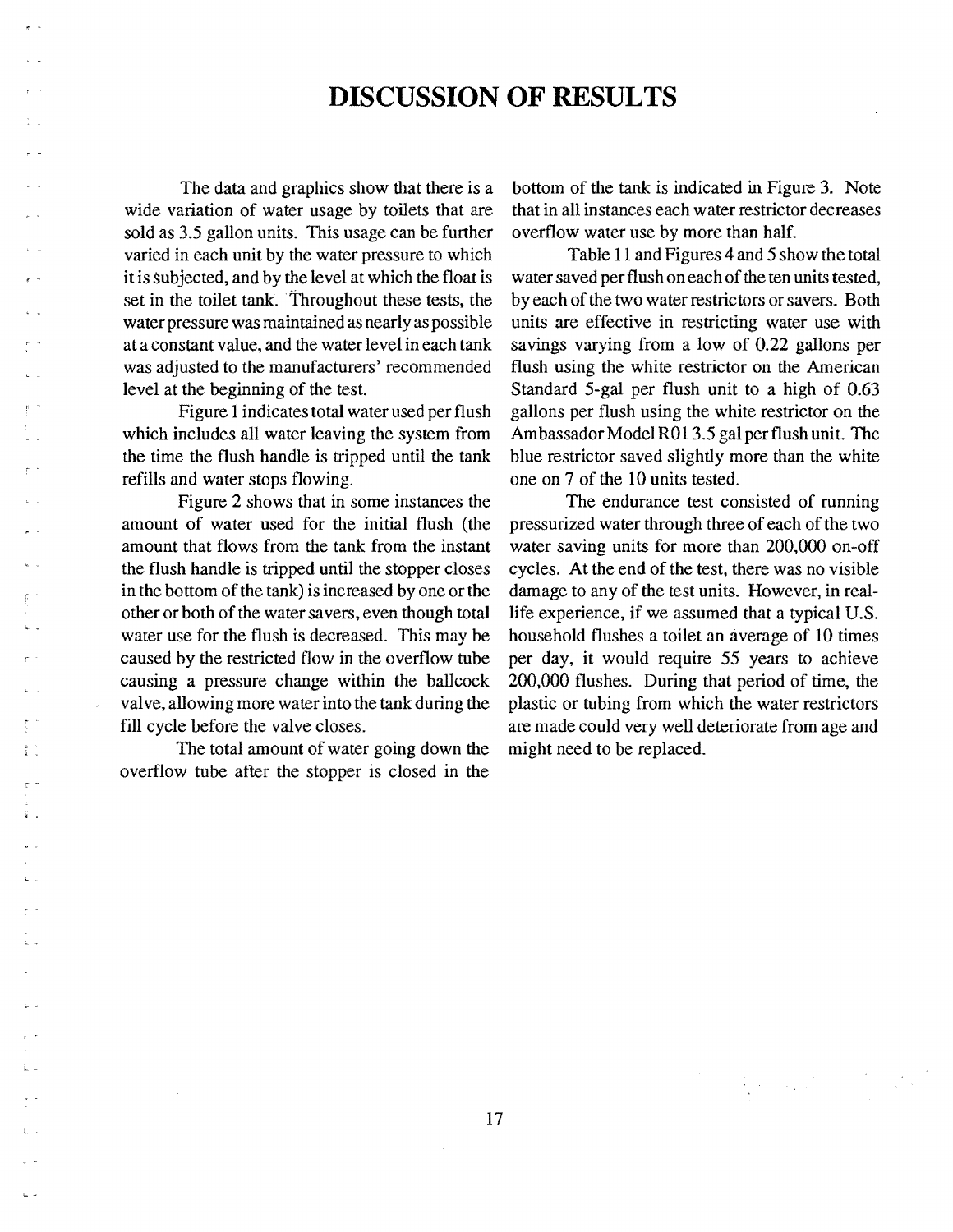# DISCUSSION OF RESULTS

The data and graphics show that there is a wide variation of water usage by toilets that are sold as 3.5 gallon units. This usage can be further varied in each unit by the water pressure to which it is subjected, and by the level at which the float is set in the toilet tank. Throughout these tests, the water pressure was maintained as nearly as possible at a constant value, and the water level in each tank was adjusted to the manufacturers' recommended level at the beginning of the test.

Figure 1 indicates total water used per flush which includes all water leaving the system from the time the flush handle is tripped until the tank refills and water stops flowing.

Figure 2 shows that in some instances the amount of water used for the initial flush (the amount that flows from the tank from the instant the flush handle is tripped until the stopper closes in the bottom of the tank) is increased by one or the other or both of the water savers, even though total water use for the flush is decreased. This may be caused by the restricted flow in the overflow tube causing a pressure change within the ballcock valve, allowing more water into the tank during the fill cycle before the valve closes.

The total amount of water going down the overflow tube after the stopper is closed in the bottom of the tank is indicated in Figure 3. Note that in all instances each water restrictor decreases overflow water use by more than half.

Table 11 and Figures 4 and 5 show the total water saved per flush on each of the ten units tested, by each of the two water restrictors or savers. Both units are effective in restricting water use with savings varying from a low of 0.22 gallons per flush using the white restrictor on the American Standard 5-gal per flush unit to a high of 0.63 gallons per flush using the white restrictor on the Ambassador Model R01 3.5 gal per flush unit. The blue restrictor saved slightly more than the white one on 7 of the 10 units tested.

The endurance test consisted of running pressurized water through three of each of the two water saving units for more than 200,000 on-off cycles. At the end of the test, there was no visible damage to any of the test units. However, in real-life experience, if we assumed that a typical U.S. household flushes a toilet an average of 10 times per day, it would require 55 years to achieve 200,000 flushes. During that period of time, the plastic or tubing from which the water restrictors are made could very well deteriorate from age and might need to be replaced.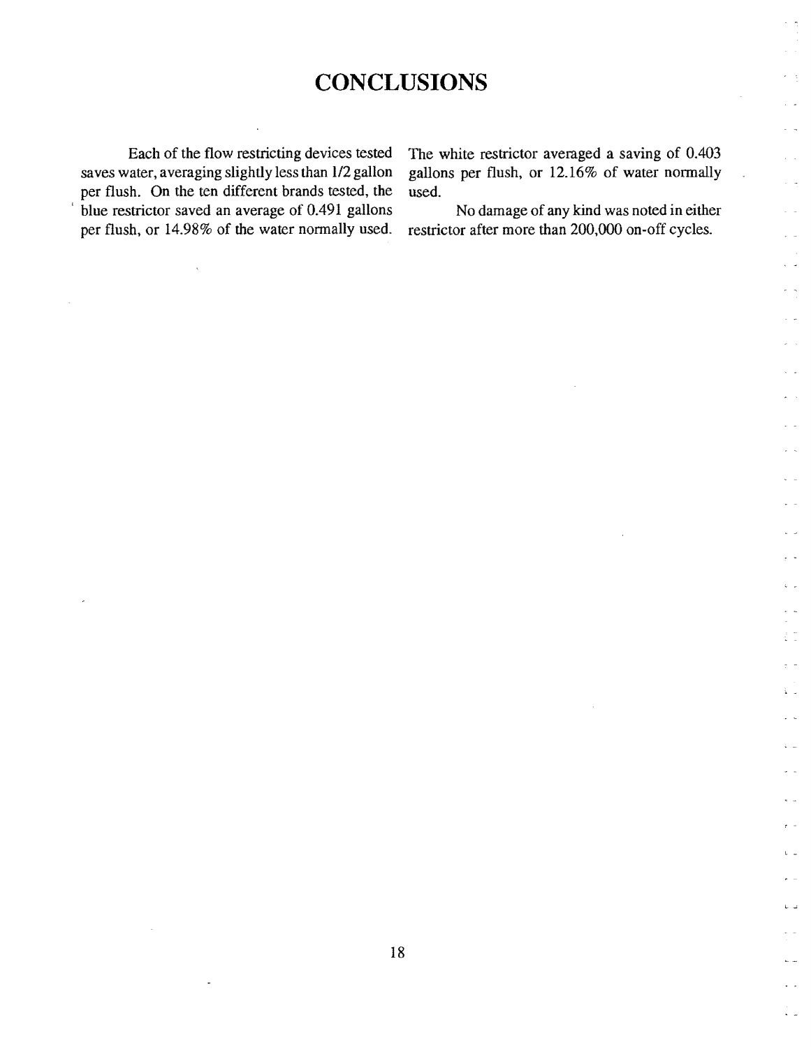# CONCLUSIONS

Each of the flow restricting devices tested saves water, averaging slightly less than 1/2 gallon per flush. On the ten different brands tested, the blue restrictor saved an average of 0.491 gallons per flush, or 14.98% of the water normally used. The white restrictor averaged a saving of 0.403 gallons per flush, or 12.16% of water normally used.

No damage of any kind was noted in either restrictor after more than 200,000 on-off cycles.